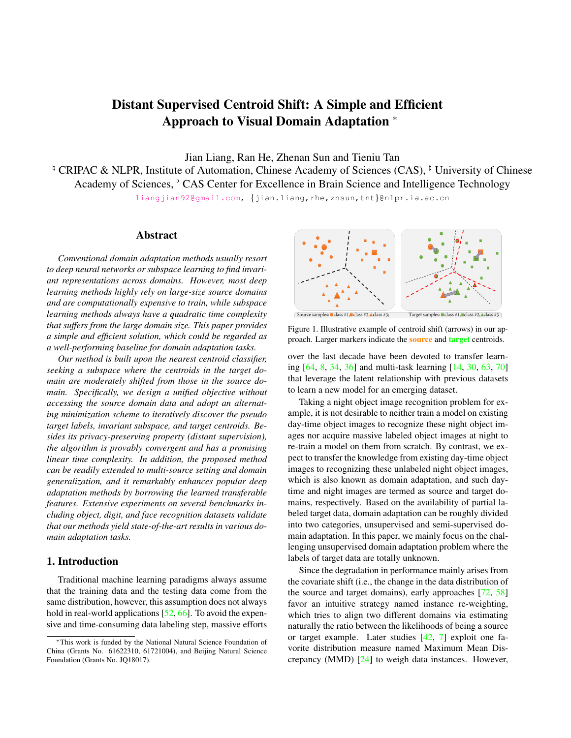# Distant Supervised Centroid Shift: A Simple and Efficient Approach to Visual Domain Adaptation *

Jian Liang, Ran He, Zhenan Sun and Tieniu Tan

♮ CRIPAC & NLPR, Institute of Automation, Chinese Academy of Sciences (CAS), ♯ University of Chinese Academy of Sciences, ♭ CAS Center for Excellence in Brain Science and Intelligence Technology

liangjian92@gmail.com, {jian.liang,rhe,znsun,tnt}@nlpr.ia.ac.cn

## Abstract

*Conventional domain adaptation methods usually resort to deep neural networks or subspace learning to find invariant representations across domains. However, most deep learning methods highly rely on large-size source domains and are computationally expensive to train, while subspace learning methods always have a quadratic time complexity that suffers from the large domain size. This paper provides a simple and efficient solution, which could be regarded as a well-performing baseline for domain adaptation tasks.*

*Our method is built upon the nearest centroid classifier, seeking a subspace where the centroids in the target domain are moderately shifted from those in the source domain. Specifically, we design a unified objective without accessing the source domain data and adopt an alternating minimization scheme to iteratively discover the pseudo target labels, invariant subspace, and target centroids. Besides its privacy-preserving property (distant supervision), the algorithm is provably convergent and has a promising linear time complexity. In addition, the proposed method can be readily extended to multi-source setting and domain generalization, and it remarkably enhances popular deep adaptation methods by borrowing the learned transferable features. Extensive experiments on several benchmarks including object, digit, and face recognition datasets validate that our methods yield state-of-the-art results in various domain adaptation tasks.*

## 1. Introduction

Traditional machine learning paradigms always assume that the training data and the testing data come from the same distribution, however, this assumption does not always hold in real-world applications [52, 66]. To avoid the expensive and time-consuming data labeling step, massive efforts over the last decade have been devoted to transfer learning [64, 8, 34, 36] and multi-task learning [14, 30, 63, 70] that leverage the latent relationship with previous datasets to learn a new model for an emerging dataset.

Source samples: class #1, class #2, class #3; Target samples: class #1, class #2, class #3

Figure 1. Illustrative example of centroid shift (arrows) in our approach. Larger markers indicate the **source** and **target** centroids.

Taking a night object image recognition problem for example, it is not desirable to neither train a model on existing day-time object images to recognize these night object images nor acquire massive labeled object images at night to re-train a model on them from scratch. By contrast, we expect to transfer the knowledge from existing day-time object images to recognizing these unlabeled night object images, which is also known as domain adaptation, and such day-time and night images are termed as source and target domains, respectively. Based on the availability of partial labeled target data, domain adaptation can be roughly divided into two categories, unsupervised and semi-supervised domain adaptation. In this paper, we mainly focus on the challenging unsupervised domain adaptation problem where the labels of target data are totally unknown.

Since the degradation in performance mainly arises from the covariate shift (i.e., the change in the data distribution of the source and target domains), early approaches [72, 58] favor an intuitive strategy named instance re-weighting, which tries to align two different domains via estimating naturally the ratio between the likelihoods of being a source or target example. Later studies [42, 7] exploit one favorite distribution measure named Maximum Mean Discrepancy (MMD) [24] to weigh data instances. However,

*This work is funded by the National Natural Science Foundation of China (Grants No. 61622310, 61721004), and Beijing Natural Science Foundation (Grants No. JQ18017).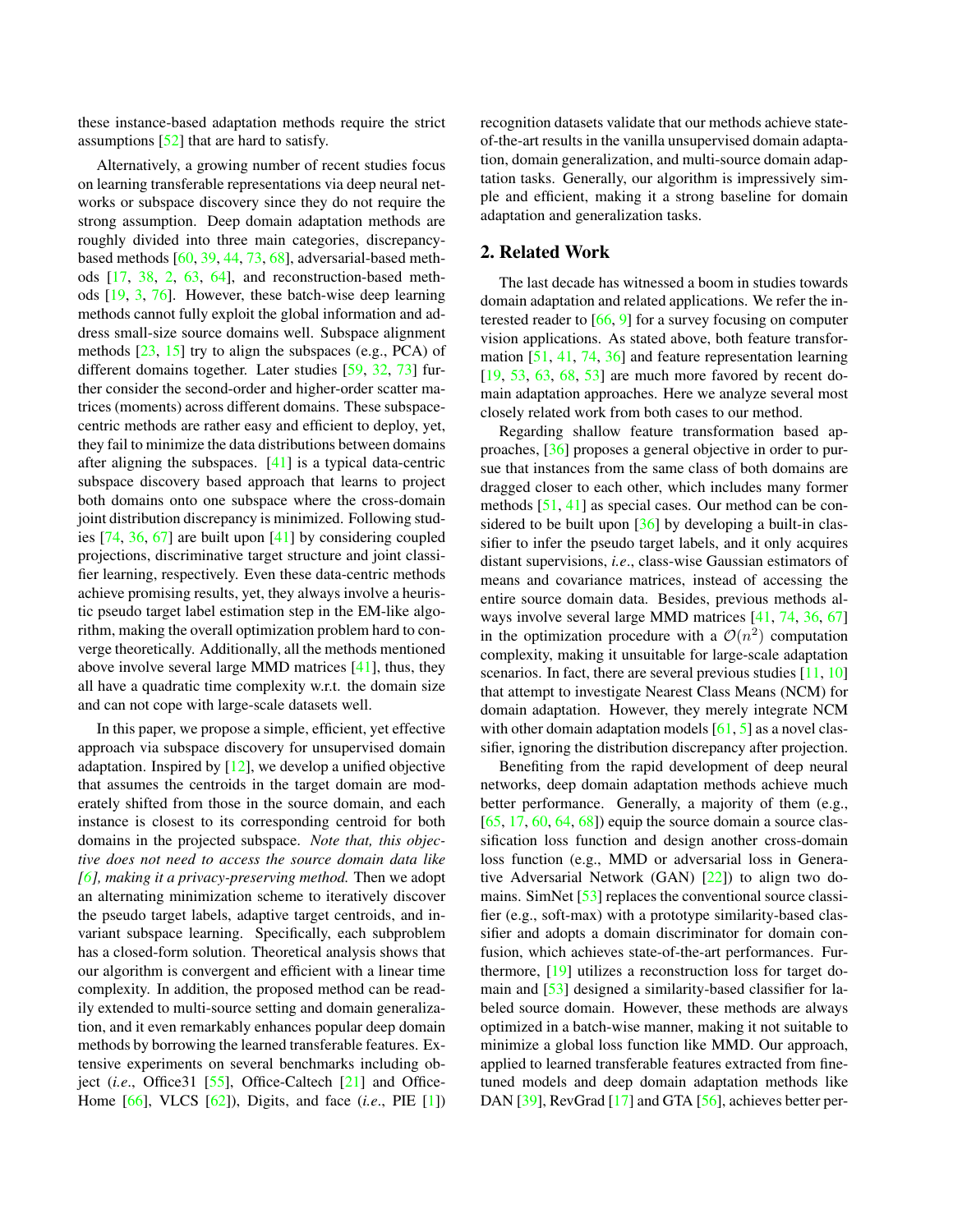these instance-based adaptation methods require the strict assumptions [52] that are hard to satisfy.

Alternatively, a growing number of recent studies focus on learning transferable representations via deep neural networks or subspace discovery since they do not require the strong assumption. Deep domain adaptation methods are roughly divided into three main categories, discrepancy-based methods [60, 39, 44, 73, 68], adversarial-based methods [17, 38, 2, 63, 64], and reconstruction-based methods [19, 3, 76]. However, these batch-wise deep learning methods cannot fully exploit the global information and address small-size source domains well. Subspace alignment methods [23, 15] try to align the subspaces (e.g., PCA) of different domains together. Later studies [59, 32, 73] further consider the second-order and higher-order scatter matrices (moments) across different domains. These subspace-centric methods are rather easy and efficient to deploy, yet, they fail to minimize the data distributions between domains after aligning the subspaces. [41] is a typical data-centric subspace discovery based approach that learns to project both domains onto one subspace where the cross-domain joint distribution discrepancy is minimized. Following studies [74, 36, 67] are built upon [41] by considering coupled projections, discriminative target structure and joint classifier learning, respectively. Even these data-centric methods achieve promising results, yet, they always involve a heuristic pseudo target label estimation step in the EM-like algorithm, making the overall optimization problem hard to converge theoretically. Additionally, all the methods mentioned above involve several large MMD matrices [41], thus, they all have a quadratic time complexity w.r.t. the domain size and can not cope with large-scale datasets well.

In this paper, we propose a simple, efficient, yet effective approach via subspace discovery for unsupervised domain adaptation. Inspired by [12], we develop a unified objective that assumes the centroids in the target domain are moderately shifted from those in the source domain, and each instance is closest to its corresponding centroid for both domains in the projected subspace. *Note that, this objective does not need to access the source domain data like [6], making it a privacy-preserving method.* Then we adopt an alternating minimization scheme to iteratively discover the pseudo target labels, adaptive target centroids, and invariant subspace learning. Specifically, each subproblem has a closed-form solution. Theoretical analysis shows that our algorithm is convergent and efficient with a linear time complexity. In addition, the proposed method can be readily extended to multi-source setting and domain generalization, and it even remarkably enhances popular deep domain methods by borrowing the learned transferable features. Extensive experiments on several benchmarks including object (*i.e*., Office31 [55], Office-Caltech [21] and Office-Home [66], VLCS [62]), Digits, and face (*i.e*., PIE [1]) recognition datasets validate that our methods achieve state-of-the-art results in the vanilla unsupervised domain adaptation, domain generalization, and multi-source domain adaptation tasks. Generally, our algorithm is impressively simple and efficient, making it a strong baseline for domain adaptation and generalization tasks.

## 2. Related Work

The last decade has witnessed a boom in studies towards domain adaptation and related applications. We refer the interested reader to [66, 9] for a survey focusing on computer vision applications. As stated above, both feature transformation [51, 41, 74, 36] and feature representation learning [19, 53, 63, 68, 53] are much more favored by recent domain adaptation approaches. Here we analyze several most closely related work from both cases to our method.

Regarding shallow feature transformation based approaches, [36] proposes a general objective in order to pursue that instances from the same class of both domains are dragged closer to each other, which includes many former methods [51, 41] as special cases. Our method can be considered to be built upon [36] by developing a built-in classifier to infer the pseudo target labels, and it only acquires distant supervisions, *i.e*., class-wise Gaussian estimators of means and covariance matrices, instead of accessing the entire source domain data. Besides, previous methods always involve several large MMD matrices [41, 74, 36, 67] in the optimization procedure with a $\mathcal{O}(n^2)$ computation complexity, making it unsuitable for large-scale adaptation scenarios. In fact, there are several previous studies [11, 10] that attempt to investigate Nearest Class Means (NCM) for domain adaptation. However, they merely integrate NCM with other domain adaptation models [61, 5] as a novel classifier, ignoring the distribution discrepancy after projection.

Benefiting from the rapid development of deep neural networks, deep domain adaptation methods achieve much better performance. Generally, a majority of them (e.g., [65, 17, 60, 64, 68]) equip the source domain a source classification loss function and design another cross-domain loss function (e.g., MMD or adversarial loss in Generative Adversarial Network (GAN) [22]) to align two domains. SimNet [53] replaces the conventional source classifier (e.g., soft-max) with a prototype similarity-based classifier and adopts a domain discriminator for domain confusion, which achieves state-of-the-art performances. Furthermore, [19] utilizes a reconstruction loss for target domain and [53] designed a similarity-based classifier for labeled source domain. However, these methods are always optimized in a batch-wise manner, making it not suitable to minimize a global loss function like MMD. Our approach, applied to learned transferable features extracted from fine-tuned models and deep domain adaptation methods like DAN [39], RevGrad [17] and GTA [56], achieves better per-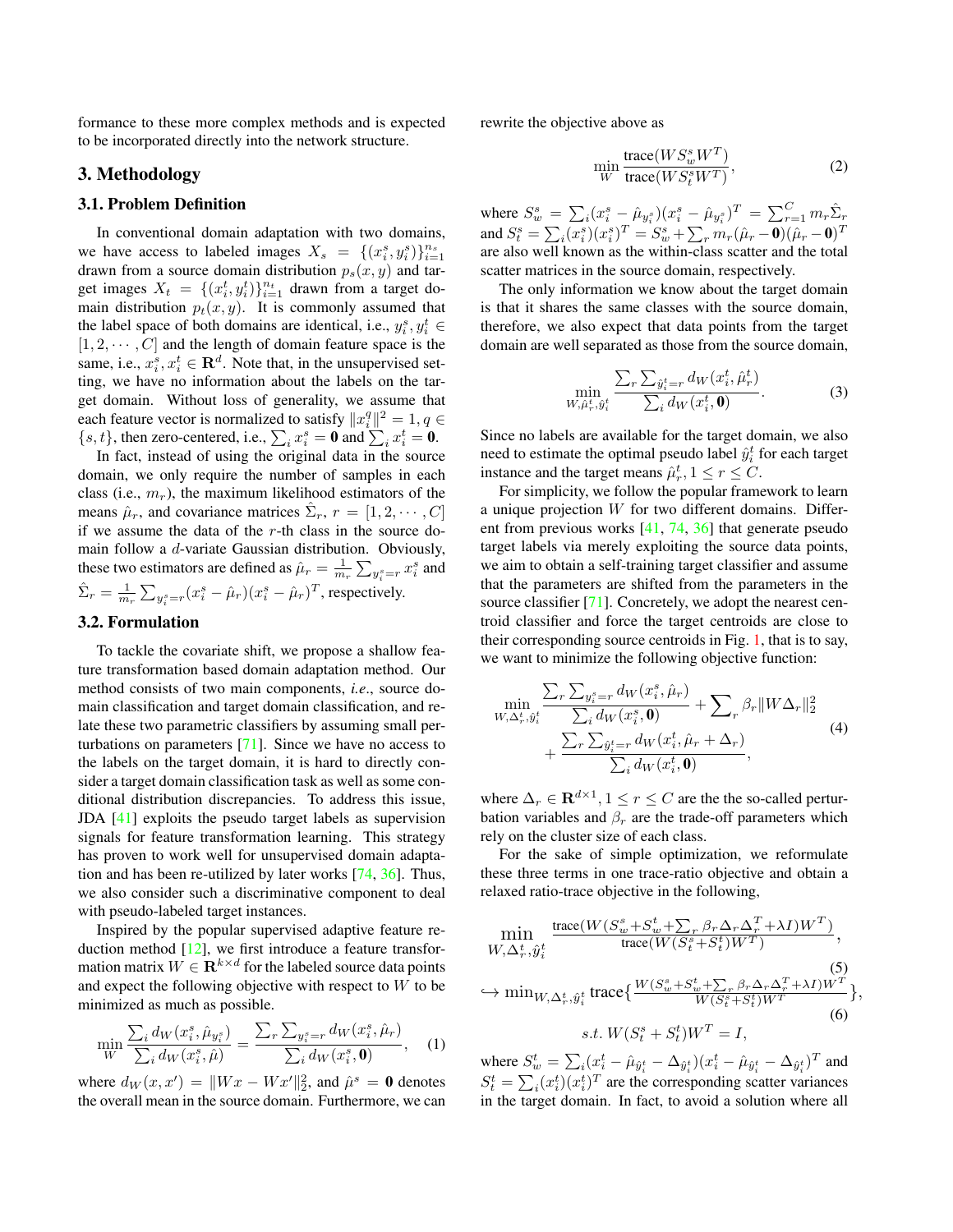formance to these more complex methods and is expected to be incorporated directly into the network structure.

## 3. Methodology

### 3.1. Problem Definition

In conventional domain adaptation with two domains, we have access to labeled images $X_s = \{(x_i^s, y_i^s)\}_{i=1}^{n_s}$ drawn from a source domain distribution $p_s(x, y)$ and target images $X_t = \{(x_i^t, y_i^t)\}_{i=1}^{n_t}$ drawn from a target domain distribution $p_t(x, y)$. It is commonly assumed that the label space of both domains are identical, i.e., $y_i^s, y_i^t \in [1, 2, \cdots, C]$ and the length of domain feature space is the same, i.e., $x_i^s, x_i^t \in \mathbf{R}^d$. Note that, in the unsupervised setting, we have no information about the labels on the target domain. Without loss of generality, we assume that each feature vector is normalized to satisfy $\|x_i^q\|^2 = 1, q \in \{s, t\}$, then zero-centered, i.e., $\sum_i x_i^s = \mathbf{0}$ and $\sum_i x_i^t = \mathbf{0}$.

In fact, instead of using the original data in the source domain, we only require the number of samples in each class (i.e., $m_r$), the maximum likelihood estimators of the means $\hat{\mu}_r$, and covariance matrices $\hat{\Sigma}_r$, $r = [1, 2, \cdots, C]$ if we assume the data of the $r$-th class in the source domain follow a $d$-variate Gaussian distribution. Obviously, these two estimators are defined as $\hat{\mu}_r = \frac{1}{m_r}\sum_{y_i^s=r} x_i^s$ and $\hat{\Sigma}_r = \frac{1}{m_r}\sum_{y_i^s=r}(x_i^s - \hat{\mu}_r)(x_i^s - \hat{\mu}_r)^T$, respectively.

### 3.2. Formulation

To tackle the covariate shift, we propose a shallow feature transformation based domain adaptation method. Our method consists of two main components, *i.e*., source domain classification and target domain classification, and relate these two parametric classifiers by assuming small perturbations on parameters [71]. Since we have no access to the labels on the target domain, it is hard to directly consider a target domain classification task as well as some conditional distribution discrepancies. To address this issue, JDA [41] exploits the pseudo target labels as supervision signals for feature transformation learning. This strategy has proven to work well for unsupervised domain adaptation and has been re-utilized by later works [74, 36]. Thus, we also consider such a discriminative component to deal with pseudo-labeled target instances.

Inspired by the popular supervised adaptive feature reduction method [12], we first introduce a feature transformation matrix $W \in \mathbf{R}^{k \times d}$ for the labeled source data points and expect the following objective with respect to $W$ to be minimized as much as possible.

$$\min_W \frac{\sum_i d_W(x_i^s, \hat{\mu}_{y_i^s})}{\sum_i d_W(x_i^s, \hat{\mu})} = \frac{\sum_r \sum_{y_i^s=r} d_W(x_i^s, \hat{\mu}_r)}{\sum_i d_W(x_i^s, \mathbf{0})}, \quad (1)$$

where $d_W(x, x') = \|Wx - Wx'\|_2^2$, and $\hat{\mu}^s = \mathbf{0}$ denotes the overall mean in the source domain. Furthermore, we can rewrite the objective above as

$$\min_W \frac{\text{trace}(W S_w^s W^T)}{\text{trace}(W S_t^s W^T)}, \quad (2)$$

where $S_w^s = \sum_i (x_i^s - \hat{\mu}_{y_i^s})(x_i^s - \hat{\mu}_{y_i^s})^T = \sum_{r=1}^C m_r \hat{\Sigma}_r$ and $S_t^s = \sum_i (x_i^s)(x_i^s)^T = S_w^s + \sum_r m_r(\hat{\mu}_r - \mathbf{0})(\hat{\mu}_r - \mathbf{0})^T$ are also well known as the within-class scatter and the total scatter matrices in the source domain, respectively.

The only information we know about the target domain is that it shares the same classes with the source domain, therefore, we also expect that data points from the target domain are well separated as those from the source domain,

$$\min_{W, \hat{\mu}_r^t, \hat{y}_i^t} \frac{\sum_r \sum_{\hat{y}_i^t=r} d_W(x_i^t, \hat{\mu}_r^t)}{\sum_i d_W(x_i^t, \mathbf{0})}. \quad (3)$$

Since no labels are available for the target domain, we also need to estimate the optimal pseudo label $\hat{y}_i^t$ for each target instance and the target means $\hat{\mu}_r^t, 1 \le r \le C$.

For simplicity, we follow the popular framework to learn a unique projection $W$ for two different domains. Different from previous works [41, 74, 36] that generate pseudo target labels via merely exploiting the source data points, we aim to obtain a self-training target classifier and assume that the parameters are shifted from the parameters in the source classifier [71]. Concretely, we adopt the nearest centroid classifier and force the target centroids are close to their corresponding source centroids in Fig. 1, that is to say, we want to minimize the following objective function:

$$\begin{aligned} \min_{W, \Delta_r^t, \hat{y}_i^t} & \frac{\sum_r \sum_{y_i^s=r} d_W(x_i^s, \hat{\mu}_r)}{\sum_i d_W(x_i^s, \mathbf{0})} + \sum_r \beta_r \|W\Delta_r\|_2^2 \\ & + \frac{\sum_r \sum_{\hat{y}_i^t=r} d_W(x_i^t, \hat{\mu}_r + \Delta_r)}{\sum_i d_W(x_i^t, \mathbf{0})}, \end{aligned} \quad (4)$$

where $\Delta_r \in \mathbf{R}^{d \times 1}, 1 \le r \le C$ are the so-called perturbation variables and $\beta_r$ are the trade-off parameters which rely on the cluster size of each class.

For the sake of simple optimization, we reformulate these three terms in one trace-ratio objective and obtain a relaxed ratio-trace objective in the following,

$$\min_{W, \Delta_r^t, \hat{y}_i^t} \frac{\text{trace}(W(S_w^s + S_w^t + \sum_r \beta_r \Delta_r \Delta_r^T + \lambda I)W^T)}{\text{trace}(W(S_t^s + S_t^t)W^T)}, \quad (5)$$

$$\hookrightarrow \min_{W, \Delta_r^t, \hat{y}_i^t} \text{trace}\{\frac{W(S_w^s + S_w^t + \sum_r \beta_r \Delta_r \Delta_r^T + \lambda I)W^T}{W(S_t^s + S_t^t)W^T}\}, \quad (6)$$
$$s.t.\ W(S_t^s + S_t^t)W^T = I,$$

where $S_w^t = \sum_i (x_i^t - \hat{\mu}_{\hat{y}_i^t} - \Delta_{\hat{y}_i^t})(x_i^t - \hat{\mu}_{\hat{y}_i^t} - \Delta_{\hat{y}_i^t})^T$ and $S_t^t = \sum_i (x_i^t)(x_i^t)^T$ are the corresponding scatter variances in the target domain. In fact, to avoid a solution where all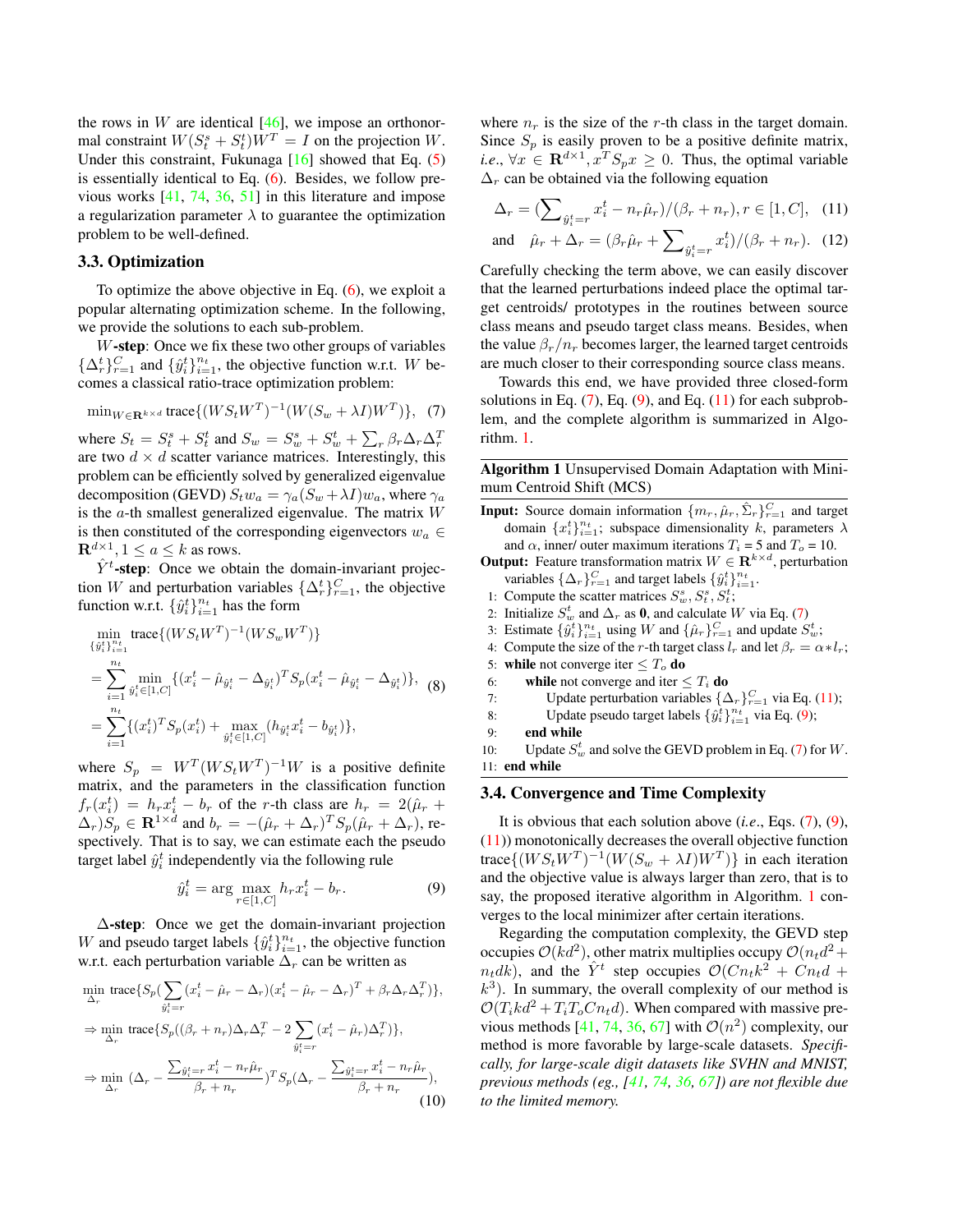the rows in $W$ are identical [46], we impose an orthonormal constraint $W(S_t^s + S_t^t)W^T = I$ on the projection $W$. Under this constraint, Fukunaga [16] showed that Eq. (5) is essentially identical to Eq. (6). Besides, we follow previous works [41, 74, 36, 51] in this literature and impose a regularization parameter $\lambda$ to guarantee the optimization problem to be well-defined.

### 3.3. Optimization

To optimize the above objective in Eq. (6), we exploit a popular alternating optimization scheme. In the following, we provide the solutions to each sub-problem.

**$W$-step**: Once we fix these two other groups of variables $\{\Delta_r^t\}_{r=1}^C$ and $\{\hat{y}_i^t\}_{i=1}^{n_t}$, the objective function w.r.t. $W$ becomes a classical ratio-trace optimization problem:

$$\min_{W\in\mathbf{R}^{k\times d}} \text{trace}\{(WS_tW^T)^{-1}(W(S_w+\lambda I)W^T)\}, \quad (7)$$

where $S_t = S_t^s + S_t^t$ and $S_w = S_w^s + S_w^t + \sum_r \beta_r \Delta_r \Delta_r^T$ are two $d\times d$ scatter variance matrices. Interestingly, this problem can be efficiently solved by generalized eigenvalue decomposition (GEVD) $S_t w_a = \gamma_a (S_w + \lambda I) w_a$, where $\gamma_a$ is the $a$-th smallest generalized eigenvalue. The matrix $W$ is then constituted of the corresponding eigenvectors $w_a \in \mathbf{R}^{d\times 1}, 1 \le a \le k$ as rows.

**$\hat{Y}^t$-step**: Once we obtain the domain-invariant projection $W$ and perturbation variables $\{\Delta_r^t\}_{r=1}^C$, the objective function w.r.t. $\{\hat{y}_i^t\}_{i=1}^{n_t}$ has the form

$$\begin{aligned}
&\min_{\{\hat{y}_i^t\}_{i=1}^{n_t}} \text{trace}\{(WS_tW^T)^{-1}(WS_wW^T)\} \\
&= \sum_{i=1}^{n_t} \min_{\hat{y}_i^t\in[1,C]} \{(x_i^t - \hat{\mu}_{\hat{y}_i^t} - \Delta_{\hat{y}_i^t})^T S_p (x_i^t - \hat{\mu}_{\hat{y}_i^t} - \Delta_{\hat{y}_i^t})\}, \\
&= \sum_{i=1}^{n_t} \{(x_i^t)^T S_p (x_i^t) + \max_{\hat{y}_i^t\in[1,C]} (h_{\hat{y}_i^t} x_i^t - b_{\hat{y}_i^t})\},
\end{aligned} \quad (8)$$

where $S_p = W^T(WS_tW^T)^{-1}W$ is a positive definite matrix, and the parameters in the classification function $f_r(x_i^t) = h_r x_i^t - b_r$ of the $r$-th class are $h_r = 2(\hat{\mu}_r + \Delta_r)S_p \in \mathbf{R}^{1\times d}$ and $b_r = -(\hat{\mu}_r + \Delta_r)^T S_p (\hat{\mu}_r + \Delta_r)$, respectively. That is to say, we can estimate each the pseudo target label $\hat{y}_i^t$ independently via the following rule

$$\hat{y}_i^t = \arg\max_{r\in[1,C]} h_r x_i^t - b_r. \quad (9)$$

**$\Delta$-step**: Once we get the domain-invariant projection $W$ and pseudo target labels $\{\hat{y}_i^t\}_{i=1}^{n_t}$, the objective function w.r.t. each perturbation variable $\Delta_r$ can be written as

$$\begin{aligned}
&\min_{\Delta_r} \text{trace}\{S_p(\sum_{\hat{y}_i^t=r}(x_i^t - \hat{\mu}_r - \Delta_r)(x_i^t - \hat{\mu}_r - \Delta_r)^T + \beta_r\Delta_r\Delta_r^T)\}, \\
&\Rightarrow \min_{\Delta_r} \text{trace}\{S_p((\beta_r + n_r)\Delta_r\Delta_r^T - 2\sum_{\hat{y}_i^t=r}(x_i^t - \hat{\mu}_r)\Delta_r^T)\}, \\
&\Rightarrow \min_{\Delta_r} (\Delta_r - \frac{\sum_{\hat{y}_i^t=r} x_i^t - n_r\hat{\mu}_r}{\beta_r + n_r})^T S_p (\Delta_r - \frac{\sum_{\hat{y}_i^t=r} x_i^t - n_r\hat{\mu}_r}{\beta_r + n_r}),
\end{aligned} \quad (10)$$

where $n_r$ is the size of the $r$-th class in the target domain. Since $S_p$ is easily proven to be a positive definite matrix, *i.e.*, $\forall x \in \mathbf{R}^{d\times 1}, x^T S_p x \ge 0$. Thus, the optimal variable $\Delta_r$ can be obtained via the following equation

$$\Delta_r = (\sum\nolimits_{\hat{y}_i^t=r} x_i^t - n_r\hat{\mu}_r)/(\beta_r + n_r), r\in[1,C], \quad (11)$$

$$\text{and} \quad \hat{\mu}_r + \Delta_r = (\beta_r\hat{\mu}_r + \sum\nolimits_{\hat{y}_i^t=r} x_i^t)/(\beta_r + n_r). \quad (12)$$

Carefully checking the term above, we can easily discover that the learned perturbations indeed place the optimal target centroids/ prototypes in the routines between source class means and pseudo target class means. Besides, when the value $\beta_r/n_r$ becomes larger, the learned target centroids are much closer to their corresponding source class means.

Towards this end, we have provided three closed-form solutions in Eq. (7), Eq. (9), and Eq. (11) for each subproblem, and the complete algorithm is summarized in Algorithm. 1.

**Algorithm 1** Unsupervised Domain Adaptation with Minimum Centroid Shift (MCS)

**Input:** Source domain information $\{m_r, \hat{\mu}_r, \hat{\Sigma}_r\}_{r=1}^C$ and target domain $\{x_i^t\}_{i=1}^{n_t}$; subspace dimensionality $k$, parameters $\lambda$ and $\alpha$, inner/ outer maximum iterations $T_i$ = 5 and $T_o$ = 10.

**Output:** Feature transformation matrix $W \in \mathbf{R}^{k\times d}$, perturbation variables $\{\Delta_r\}_{r=1}^C$ and target labels $\{\hat{y}_i^t\}_{i=1}^{n_t}$.

1: Compute the scatter matrices $S_w^s, S_t^s, S_t^t$;
2: Initialize $S_w^t$ and $\Delta_r$ as $\mathbf{0}$, and calculate $W$ via Eq. (7)
3: Estimate $\{\hat{y}_i^t\}_{i=1}^{n_t}$ using $W$ and $\{\hat{\mu}_r\}_{r=1}^C$ and update $S_w^t$;
4: Compute the size of the $r$-th target class $l_r$ and let $\beta_r = \alpha * l_r$;
5: **while** not converge iter $\le T_o$ **do**
6: &nbsp;&nbsp;&nbsp;&nbsp;**while** not converge and iter $\le T_i$ **do**
7: &nbsp;&nbsp;&nbsp;&nbsp;&nbsp;&nbsp;&nbsp;&nbsp;Update perturbation variables $\{\Delta_r\}_{r=1}^C$ via Eq. (11);
8: &nbsp;&nbsp;&nbsp;&nbsp;&nbsp;&nbsp;&nbsp;&nbsp;Update pseudo target labels $\{\hat{y}_i^t\}_{i=1}^{n_t}$ via Eq. (9);
9: &nbsp;&nbsp;&nbsp;&nbsp;**end while**
10: &nbsp;&nbsp;&nbsp;Update $S_w^t$ and solve the GEVD problem in Eq. (7) for $W$.
11: **end while**

### 3.4. Convergence and Time Complexity

It is obvious that each solution above (*i.e.*, Eqs. (7), (9), (11)) monotonically decreases the overall objective function $\text{trace}\{(WS_tW^T)^{-1}(W(S_w + \lambda I)W^T)\}$ in each iteration and the objective value is always larger than zero, that is to say, the proposed iterative algorithm in Algorithm. 1 converges to the local minimizer after certain iterations.

Regarding the computation complexity, the GEVD step occupies $\mathcal{O}(kd^2)$, other matrix multiplies occupy $\mathcal{O}(n_t d^2 + n_t dk)$, and the $\hat{Y}^t$ step occupies $\mathcal{O}(Cn_t k^2 + Cn_t d + k^3)$. In summary, the overall complexity of our method is $\mathcal{O}(T_i kd^2 + T_i T_o C n_t d)$. When compared with massive previous methods [41, 74, 36, 67] with $\mathcal{O}(n^2)$ complexity, our method is more favorable by large-scale datasets. *Specifically, for large-scale digit datasets like SVHN and MNIST, previous methods (eg., [41, 74, 36, 67]) are not flexible due to the limited memory.*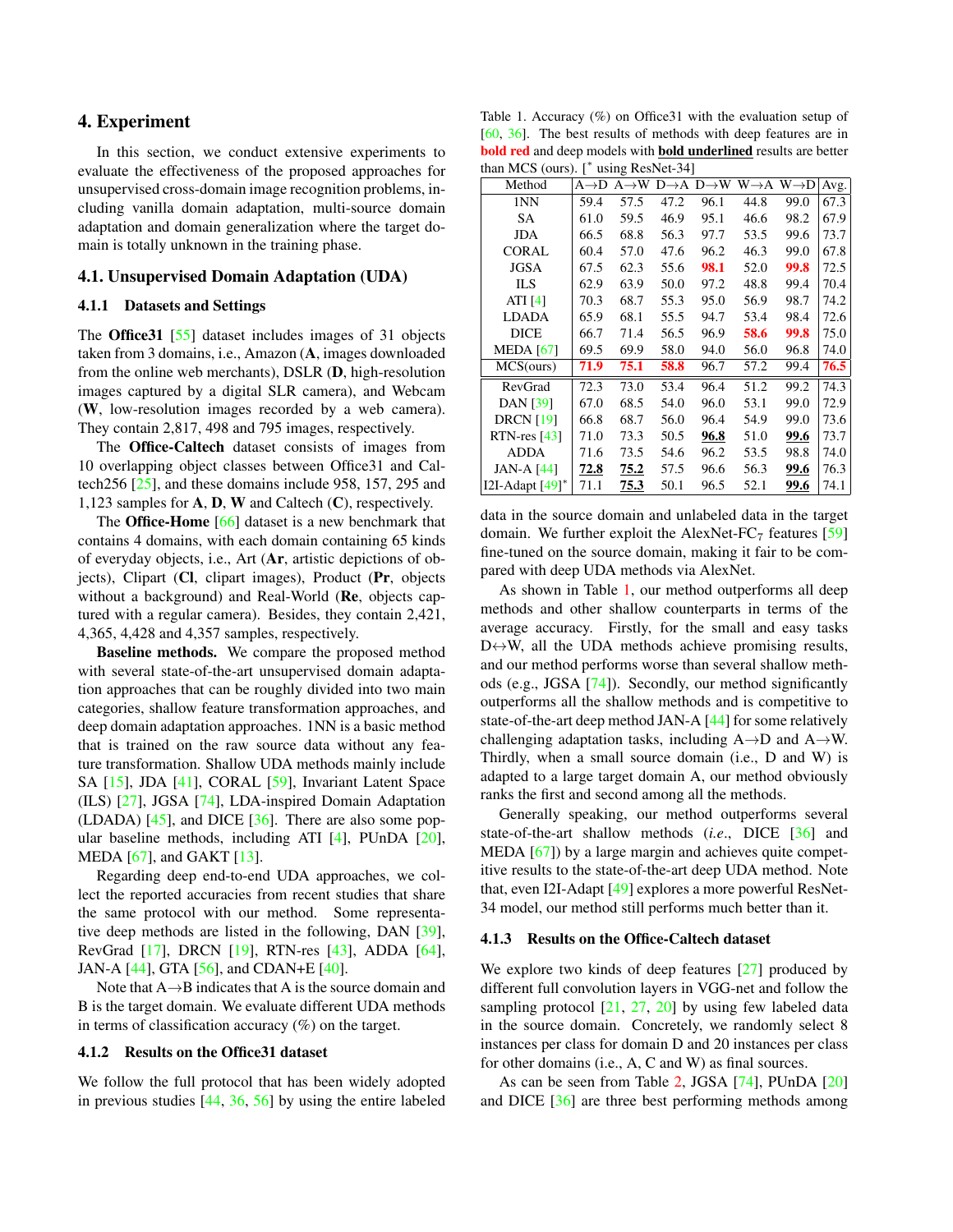## 4. Experiment

In this section, we conduct extensive experiments to evaluate the effectiveness of the proposed approaches for unsupervised cross-domain image recognition problems, including vanilla domain adaptation, multi-source domain adaptation and domain generalization where the target domain is totally unknown in the training phase.

### 4.1. Unsupervised Domain Adaptation (UDA)

#### 4.1.1 Datasets and Settings

The **Office31** [55] dataset includes images of 31 objects taken from 3 domains, i.e., Amazon (**A**, images downloaded from the online web merchants), DSLR (**D**, high-resolution images captured by a digital SLR camera), and Webcam (**W**, low-resolution images recorded by a web camera). They contain 2,817, 498 and 795 images, respectively.

The **Office-Caltech** dataset consists of images from 10 overlapping object classes between Office31 and Caltech256 [25], and these domains include 958, 157, 295 and 1,123 samples for **A**, **D**, **W** and Caltech (**C**), respectively.

The **Office-Home** [66] dataset is a new benchmark that contains 4 domains, with each domain containing 65 kinds of everyday objects, i.e., Art (**Ar**, artistic depictions of objects), Clipart (**Cl**, clipart images), Product (**Pr**, objects without a background) and Real-World (**Re**, objects captured with a regular camera). Besides, they contain 2,421, 4,365, 4,428 and 4,357 samples, respectively.

**Baseline methods.** We compare the proposed method with several state-of-the-art unsupervised domain adaptation approaches that can be roughly divided into two main categories, shallow feature transformation approaches, and deep domain adaptation approaches. 1NN is a basic method that is trained on the raw source data without any feature transformation. Shallow UDA methods mainly include SA [15], JDA [41], CORAL [59], Invariant Latent Space (ILS) [27], JGSA [74], LDA-inspired Domain Adaptation (LDADA) [45], and DICE [36]. There are also some popular baseline methods, including ATI [4], PUnDA [20], MEDA [67], and GAKT [13].

Regarding deep end-to-end UDA approaches, we collect the reported accuracies from recent studies that share the same protocol with our method. Some representative deep methods are listed in the following, DAN [39], RevGrad [17], DRCN [19], RTN-res [43], ADDA [64], JAN-A [44], GTA [56], and CDAN+E [40].

Note that A→B indicates that A is the source domain and B is the target domain. We evaluate different UDA methods in terms of classification accuracy (%) on the target.

#### 4.1.2 Results on the Office31 dataset

We follow the full protocol that has been widely adopted in previous studies [44, 36, 56] by using the entire labeled data in the source domain and unlabeled data in the target domain. We further exploit the AlexNet-FC$_7$ features [59] fine-tuned on the source domain, making it fair to be compared with deep UDA methods via AlexNet.

Table 1. Accuracy (%) on Office31 with the evaluation setup of [60, 36]. The best results of methods with deep features are in **bold red** and deep models with **bold underlined** results are better than MCS (ours). [* using ResNet-34]

| Method | A→D | A→W | D→A | D→W | W→A | W→D | Avg. |
|---|---|---|---|---|---|---|---|
| 1NN | 59.4 | 57.5 | 47.2 | 96.1 | 44.8 | 99.0 | 67.3 |
| SA | 61.0 | 59.5 | 46.9 | 95.1 | 46.6 | 98.2 | 67.9 |
| JDA | 66.5 | 68.8 | 56.3 | 97.7 | 53.5 | 99.6 | 73.7 |
| CORAL | 60.4 | 57.0 | 47.6 | 96.2 | 46.3 | 99.0 | 67.8 |
| JGSA | 67.5 | 62.3 | 55.6 | **98.1** | 52.0 | **99.8** | 72.5 |
| ILS | 62.9 | 63.9 | 50.0 | 97.2 | 48.8 | 99.4 | 70.4 |
| ATI [4] | 70.3 | 68.7 | 55.3 | 95.0 | 56.9 | 98.7 | 74.2 |
| LDADA | 65.9 | 68.1 | 55.5 | 94.7 | 53.4 | 98.4 | 72.6 |
| DICE | 66.7 | 71.4 | 56.5 | 96.9 | **58.6** | **99.8** | 75.0 |
| MEDA [67] | 69.5 | 69.9 | 58.0 | 94.0 | 56.0 | 96.8 | 74.0 |
| MCS(ours) | **71.9** | **75.1** | **58.8** | 96.7 | 57.2 | 99.4 | **76.5** |
| RevGrad | 72.3 | 73.0 | 53.4 | 96.4 | 51.2 | 99.2 | 74.3 |
| DAN [39] | 67.0 | 68.5 | 54.0 | 96.0 | 53.1 | 99.0 | 72.9 |
| DRCN [19] | 66.8 | 68.7 | 56.0 | 96.4 | 54.9 | 99.0 | 73.6 |
| RTN-res [43] | 71.0 | 73.3 | 50.5 | **<u>96.8</u>** | 51.0 | **<u>99.6</u>** | 73.7 |
| ADDA | 71.6 | 73.5 | 54.6 | 96.2 | 53.5 | 98.8 | 74.0 |
| JAN-A [44] | **<u>72.8</u>** | **<u>75.2</u>** | 57.5 | 96.6 | 56.3 | **<u>99.6</u>** | 76.3 |
| I2I-Adapt [49]* | 71.1 | **<u>75.3</u>** | 50.1 | 96.5 | 52.1 | **<u>99.6</u>** | 74.1 |

As shown in Table 1, our method outperforms all deep methods and other shallow counterparts in terms of the average accuracy. Firstly, for the small and easy tasks D↔W, all the UDA methods achieve promising results, and our method performs worse than several shallow methods (e.g., JGSA [74]). Secondly, our method significantly outperforms all the shallow methods and is competitive to state-of-the-art deep method JAN-A [44] for some relatively challenging adaptation tasks, including A→D and A→W. Thirdly, when a small source domain (i.e., D and W) is adapted to a large target domain A, our method obviously ranks the first and second among all the methods.

Generally speaking, our method outperforms several state-of-the-art shallow methods (*i.e.*, DICE [36] and MEDA [67]) by a large margin and achieves quite competitive results to the state-of-the-art deep UDA method. Note that, even I2I-Adapt [49] explores a more powerful ResNet-34 model, our method still performs much better than it.

#### 4.1.3 Results on the Office-Caltech dataset

We explore two kinds of deep features [27] produced by different full convolution layers in VGG-net and follow the sampling protocol [21, 27, 20] by using few labeled data in the source domain. Concretely, we randomly select 8 instances per class for domain D and 20 instances per class for other domains (i.e., A, C and W) as final sources.

As can be seen from Table 2, JGSA [74], PUnDA [20] and DICE [36] are three best performing methods among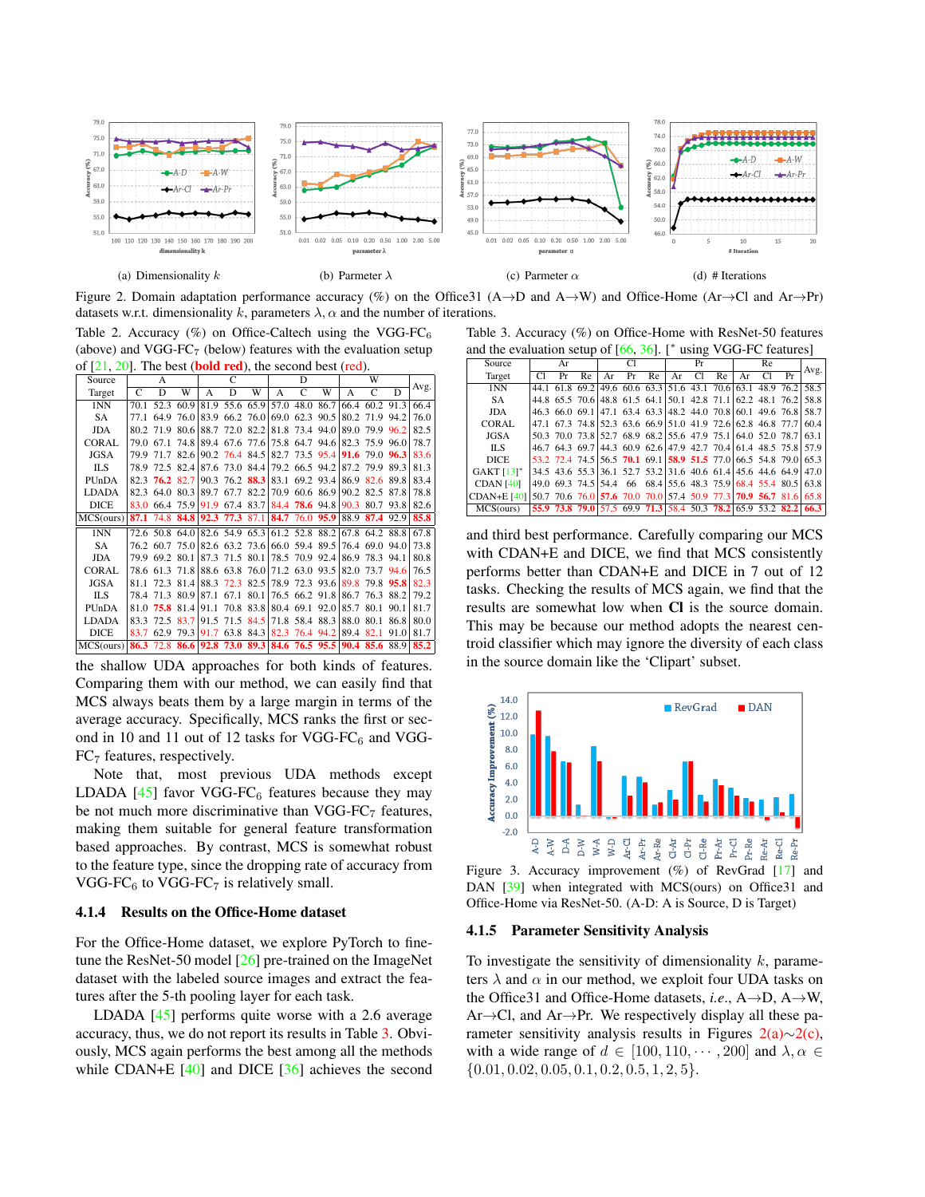(a) Dimensionality $k$ (b) Parmeter $\lambda$ (c) Parmeter $\alpha$ (d) # Iterations

Figure 2. Domain adaptation performance accuracy (%) on the Office31 (A→D and A→W) and Office-Home (Ar→Cl and Ar→Pr) datasets w.r.t. dimensionality $k$, parameters $\lambda$, $\alpha$ and the number of iterations.

Table 2. Accuracy (%) on Office-Caltech using the VGG-FC$_6$ (above) and VGG-FC$_7$ (below) features with the evaluation setup of [21, 20]. The best (**bold red**), the second best (red).

| Source | A | | | C | | | D | | | W | | | Avg. |
|---|---|---|---|---|---|---|---|---|---|---|---|---|---|
| Target | C | D | W | A | D | W | A | C | W | A | C | D | |
| INN | 70.1 | 52.3 | 60.9 | 81.9 | 55.6 | 65.9 | 57.0 | 48.0 | 86.7 | 66.4 | 60.2 | 91.3 | 66.4 |
| SA | 77.1 | 64.9 | 76.0 | 83.9 | 66.2 | 76.0 | 69.0 | 62.3 | 90.5 | 80.2 | 71.9 | 94.2 | 76.0 |
| JDA | 80.2 | 71.9 | 80.6 | 88.7 | 72.0 | 82.2 | 81.8 | 73.4 | 94.0 | 89.0 | 79.9 | 96.2 | 82.5 |
| CORAL | 79.0 | 67.1 | 74.8 | 89.4 | 67.6 | 77.6 | 75.8 | 64.7 | 94.6 | 82.3 | 75.9 | 96.0 | 78.7 |
| JGSA | 79.9 | 71.7 | 82.6 | 90.2 | 76.4 | 84.5 | 82.7 | 73.5 | 95.4 | 91.6 | 79.0 | 96.3 | 83.6 |
| ILS | 78.9 | 72.5 | 82.4 | 87.6 | 73.0 | 84.4 | 79.2 | 66.5 | 94.2 | 87.2 | 79.9 | 89.3 | 81.3 |
| PUnDA | 82.3 | 76.2 | 82.7 | 90.3 | 76.2 | 88.3 | 83.1 | 69.2 | 93.4 | 86.9 | 82.6 | 89.8 | 83.4 |
| LDADA | 82.3 | 64.0 | 80.3 | 89.7 | 67.7 | 82.2 | 70.9 | 60.6 | 86.9 | 90.2 | 82.5 | 87.8 | 78.8 |
| DICE | 83.0 | 66.4 | 75.9 | 91.9 | 67.4 | 83.7 | 84.4 | 78.6 | 94.8 | 90.3 | 80.7 | 93.8 | 82.6 |
| MCS(ours) | 87.1 | 74.8 | 84.8 | 92.3 | 77.3 | 87.1 | 84.7 | 76.0 | 95.9 | 88.9 | 87.4 | 92.9 | 85.8 |
| INN | 72.6 | 50.8 | 64.0 | 82.6 | 54.9 | 65.3 | 61.2 | 52.8 | 88.2 | 67.8 | 64.2 | 88.8 | 67.8 |
| SA | 76.2 | 60.7 | 75.0 | 82.6 | 63.2 | 73.6 | 66.0 | 59.4 | 89.5 | 76.4 | 69.0 | 94.0 | 73.8 |
| JDA | 79.9 | 69.2 | 80.1 | 87.3 | 71.5 | 80.1 | 78.5 | 70.9 | 92.4 | 86.9 | 78.3 | 94.1 | 80.8 |
| CORAL | 78.6 | 61.3 | 71.8 | 88.6 | 63.8 | 76.0 | 71.2 | 63.0 | 93.5 | 82.0 | 73.7 | 94.6 | 76.5 |
| JGSA | 81.1 | 72.3 | 81.4 | 88.3 | 72.3 | 82.5 | 78.9 | 72.3 | 93.6 | 89.8 | 79.8 | 95.8 | 82.3 |
| ILS | 78.4 | 71.3 | 80.9 | 87.1 | 67.1 | 80.1 | 76.5 | 66.2 | 91.8 | 86.7 | 76.3 | 88.2 | 79.2 |
| PUnDA | 81.0 | 75.8 | 81.4 | 91.1 | 70.8 | 83.8 | 80.4 | 69.1 | 92.0 | 85.7 | 80.1 | 90.1 | 81.7 |
| LDADA | 83.3 | 72.5 | 83.7 | 91.5 | 71.5 | 84.5 | 71.8 | 58.4 | 88.3 | 88.0 | 80.1 | 86.8 | 80.0 |
| DICE | 83.7 | 62.9 | 79.3 | 91.7 | 63.8 | 84.3 | 82.3 | 76.4 | 94.2 | 89.4 | 82.1 | 91.0 | 81.7 |
| MCS(ours) | 86.3 | 72.8 | 86.6 | 92.8 | 73.0 | 89.3 | 84.6 | 76.5 | 95.5 | 90.4 | 85.6 | 88.9 | 85.2 |

the shallow UDA approaches for both kinds of features. Comparing them with our method, we can easily find that MCS always beats them by a large margin in terms of the average accuracy. Specifically, MCS ranks the first or second in 10 and 11 out of 12 tasks for VGG-FC$_6$ and VGG-FC$_7$ features, respectively.

Note that, most previous UDA methods except LDADA [45] favor VGG-FC$_6$ features because they may be not much more discriminative than VGG-FC$_7$ features, making them suitable for general feature transformation based approaches. By contrast, MCS is somewhat robust to the feature type, since the dropping rate of accuracy from VGG-FC$_6$ to VGG-FC$_7$ is relatively small.

#### 4.1.4 Results on the Office-Home dataset

For the Office-Home dataset, we explore PyTorch to fine-tune the ResNet-50 model [26] pre-trained on the ImageNet dataset with the labeled source images and extract the features after the 5-th pooling layer for each task.

LDADA [45] performs quite worse with a 2.6 average accuracy, thus, we do not report its results in Table 3. Obviously, MCS again performs the best among all the methods while CDAN+E [40] and DICE [36] achieves the second and third best performance. Carefully comparing our MCS with CDAN+E and DICE, we find that MCS consistently performs better than CDAN+E and DICE in 7 out of 12 tasks. Checking the results of MCS again, we find that the results are somewhat low when **Cl** is the source domain. This may be because our method adopts the nearest centroid classifier which may ignore the diversity of each class in the source domain like the 'Clipart' subset.

Table 3. Accuracy (%) on Office-Home with ResNet-50 features and the evaluation setup of [66, 36]. [* using VGG-FC features]

| Source | Ar | | | Cl | | | Pr | | | Re | | | Avg. |
|---|---|---|---|---|---|---|---|---|---|---|---|---|---|
| Target | Cl | Pr | Re | Ar | Pr | Re | Ar | Cl | Re | Ar | Cl | Pr | |
| INN | 44.1 | 61.8 | 69.2 | 49.6 | 60.6 | 63.3 | 51.6 | 43.1 | 70.6 | 63.1 | 48.9 | 76.2 | 58.5 |
| SA | 44.8 | 65.5 | 70.6 | 48.8 | 61.5 | 64.1 | 50.1 | 42.8 | 71.1 | 62.2 | 48.1 | 76.2 | 58.8 |
| JDA | 46.3 | 66.0 | 69.1 | 47.1 | 63.4 | 63.3 | 48.2 | 44.0 | 70.8 | 60.1 | 49.6 | 76.8 | 58.7 |
| CORAL | 47.1 | 67.3 | 74.8 | 52.3 | 63.6 | 66.9 | 51.0 | 41.9 | 72.6 | 62.8 | 46.8 | 77.7 | 60.4 |
| JGSA | 50.3 | 70.0 | 73.8 | 52.7 | 68.9 | 68.2 | 55.6 | 47.9 | 75.1 | 64.0 | 52.0 | 78.7 | 63.1 |
| ILS | 46.7 | 64.3 | 69.7 | 44.3 | 60.9 | 62.6 | 47.9 | 42.7 | 70.4 | 61.4 | 48.5 | 75.8 | 57.9 |
| DICE | 53.2 | 72.4 | 74.5 | 56.5 | 70.1 | 69.1 | 58.9 | 51.5 | 77.0 | 66.5 | 54.8 | 79.0 | 65.3 |
| GAKT [13]* | 34.5 | 43.6 | 55.3 | 36.1 | 52.7 | 53.2 | 31.6 | 40.6 | 61.4 | 45.6 | 44.6 | 64.9 | 47.0 |
| CDAN [40] | 49.0 | 69.3 | 74.5 | 54.4 | 66 | 68.4 | 55.6 | 48.3 | 75.9 | 68.4 | 55.4 | 80.5 | 63.8 |
| CDAN+E [40] | 50.7 | 70.6 | 76.0 | 57.6 | 70.0 | 70.0 | 57.4 | 50.9 | 77.3 | 70.9 | 56.7 | 81.6 | 65.8 |
| MCS(ours) | 55.9 | 73.8 | 79.0 | 57.5 | 69.9 | 71.3 | 58.4 | 50.3 | 78.2 | 65.9 | 53.2 | 82.2 | 66.3 |

Figure 3. Accuracy improvement (%) of RevGrad [17] and DAN [39] when integrated with MCS(ours) on Office31 and Office-Home via ResNet-50. (A-D: A is Source, D is Target)

#### 4.1.5 Parameter Sensitivity Analysis

To investigate the sensitivity of dimensionality $k$, parameters $\lambda$ and $\alpha$ in our method, we exploit four UDA tasks on the Office31 and Office-Home datasets, *i.e.*, A→D, A→W, Ar→Cl, and Ar→Pr. We respectively display all these parameter sensitivity analysis results in Figures 2(a)∼2(c), with a wide range of $d \in [100, 110, \cdots, 200]$ and $\lambda, \alpha \in \{0.01, 0.02, 0.05, 0.1, 0.2, 0.5, 1, 2, 5\}$.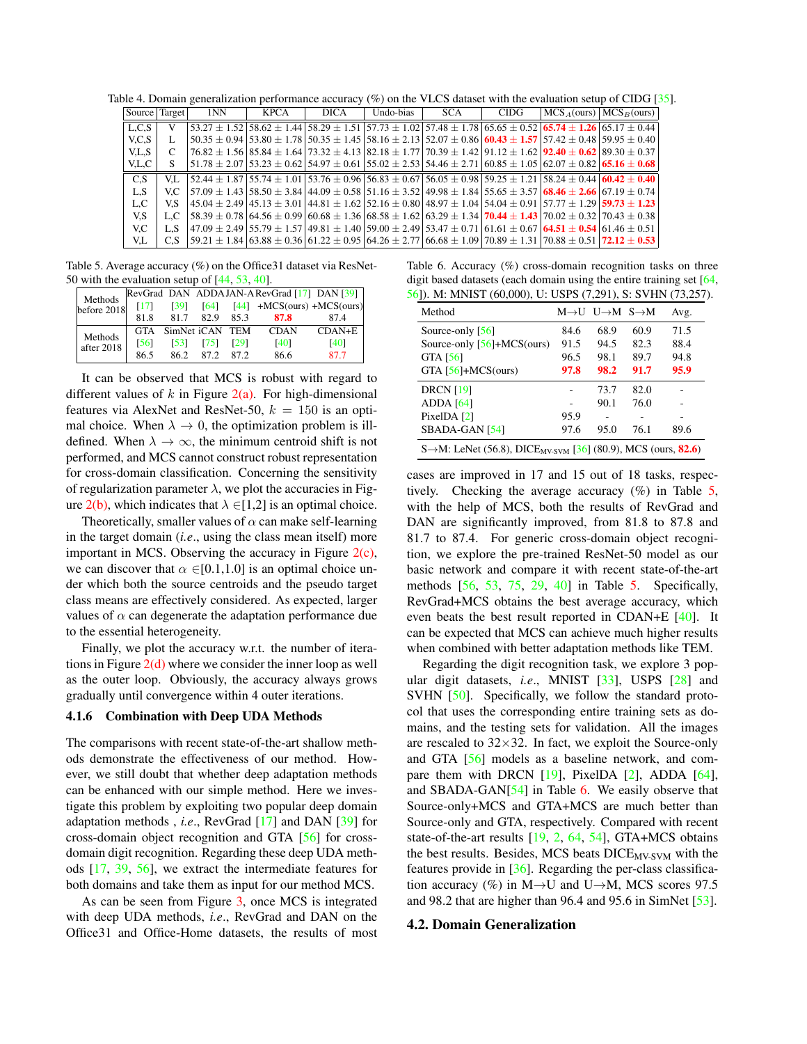Table 4. Domain generalization performance accuracy (%) on the VLCS dataset with the evaluation setup of CIDG [35].

| Source | Target | 1NN | KPCA | DICA | Undo-bias | SCA | CIDG | MCS$_A$(ours) | MCS$_B$(ours) |
|---|---|---|---|---|---|---|---|---|---|
| L,C,S | V | 53.27 ± 1.52 | 58.62 ± 1.44 | 58.29 ± 1.51 | 57.73 ± 1.02 | 57.48 ± 1.78 | 65.65 ± 0.52 | **65.74 ± 1.26** | 65.17 ± 0.44 |
| V,C,S | L | 50.35 ± 0.94 | 53.80 ± 1.78 | 50.35 ± 1.45 | 58.16 ± 2.13 | 52.07 ± 0.86 | **60.43 ± 1.57** | 57.42 ± 0.48 | 59.95 ± 0.40 |
| V,L,S | C | 76.82 ± 1.56 | 85.84 ± 1.64 | 73.32 ± 4.13 | 82.18 ± 1.77 | 70.39 ± 1.42 | 91.12 ± 1.62 | **92.40 ± 0.62** | 89.30 ± 0.37 |
| V,L,C | S | 51.78 ± 2.07 | 53.23 ± 0.62 | 54.97 ± 0.61 | 55.02 ± 2.53 | 54.46 ± 2.71 | 60.85 ± 1.05 | 62.07 ± 0.82 | **65.16 ± 0.68** |
| C,S | V,L | 52.44 ± 1.87 | 55.74 ± 1.01 | 53.76 ± 0.96 | 56.83 ± 0.67 | 56.05 ± 0.98 | 59.25 ± 1.21 | 58.24 ± 0.44 | **60.42 ± 0.40** |
| L,S | V,C | 57.09 ± 1.43 | 58.50 ± 3.84 | 44.09 ± 0.58 | 51.16 ± 3.52 | 49.98 ± 1.84 | 55.65 ± 3.57 | **68.46 ± 2.66** | 67.19 ± 0.74 |
| L,C | V,S | 45.04 ± 2.49 | 45.13 ± 3.01 | 44.81 ± 1.62 | 52.16 ± 0.80 | 48.97 ± 1.04 | 54.04 ± 0.91 | 57.77 ± 1.29 | **59.73 ± 1.23** |
| V,S | L,C | 58.39 ± 0.78 | 64.56 ± 0.99 | 60.68 ± 1.36 | 68.58 ± 1.62 | 63.29 ± 1.34 | **70.44 ± 1.43** | 70.02 ± 0.32 | 70.43 ± 0.38 |
| V,C | L,S | 47.09 ± 2.49 | 55.79 ± 1.57 | 49.81 ± 1.40 | 59.00 ± 2.49 | 53.47 ± 0.71 | 61.61 ± 0.67 | **64.51 ± 0.54** | 61.46 ± 0.51 |
| V,L | C,S | 59.21 ± 1.84 | 63.88 ± 0.36 | 61.22 ± 0.95 | 64.26 ± 2.77 | 66.68 ± 1.09 | 70.89 ± 1.31 | 70.88 ± 0.51 | **72.12 ± 0.53** |

Table 5. Average accuracy (%) on the Office31 dataset via ResNet-50 with the evaluation setup of [44, 53, 40].

| Methods before 2018 | RevGrad [17] | DAN [39] | ADDA [64] | JAN-A [44] | RevGrad [17] +MCS(ours) | DAN [39] +MCS(ours) |
|---|---|---|---|---|---|---|
| | 81.8 | 81.7 | 82.9 | 85.3 | **87.8** | 87.4 |
| **Methods after 2018** | **GTA [56]** | **SimNet [53]** | **iCAN [75]** | **TEM [29]** | **CDAN [40]** | **CDAN+E [40]** |
| | 86.5 | 86.2 | 87.2 | 87.2 | 86.6 | **87.7** |

It can be observed that MCS is robust with regard to different values of $k$ in Figure 2(a). For high-dimensional features via AlexNet and ResNet-50, $k = 150$ is an optimal choice. When $\lambda \to 0$, the optimization problem is ill-defined. When $\lambda \to \infty$, the minimum centroid shift is not performed, and MCS cannot construct robust representation for cross-domain classification. Concerning the sensitivity of regularization parameter $\lambda$, we plot the accuracies in Figure 2(b), which indicates that $\lambda \in$[1,2] is an optimal choice.

Theoretically, smaller values of $\alpha$ can make self-learning in the target domain (*i.e*., using the class mean itself) more important in MCS. Observing the accuracy in Figure 2(c), we can discover that $\alpha \in$[0.1,1.0] is an optimal choice under which both the source centroids and the pseudo target class means are effectively considered. As expected, larger values of $\alpha$ can degenerate the adaptation performance due to the essential heterogeneity.

Finally, we plot the accuracy w.r.t. the number of iterations in Figure 2(d) where we consider the inner loop as well as the outer loop. Obviously, the accuracy always grows gradually until convergence within 4 outer iterations.

#### 4.1.6 Combination with Deep UDA Methods

The comparisons with recent state-of-the-art shallow methods demonstrate the effectiveness of our method. However, we still doubt that whether deep adaptation methods can be enhanced with our simple method. Here we investigate this problem by exploiting two popular deep domain adaptation methods , *i.e*., RevGrad [17] and DAN [39] for cross-domain object recognition and GTA [56] for cross-domain digit recognition. Regarding these deep UDA methods [17, 39, 56], we extract the intermediate features for both domains and take them as input for our method MCS.

As can be seen from Figure 3, once MCS is integrated with deep UDA methods, *i.e*., RevGrad and DAN on the Office31 and Office-Home datasets, the results of most cases are improved in 17 and 15 out of 18 tasks, respectively. Checking the average accuracy (%) in Table 5, with the help of MCS, both the results of RevGrad and DAN are significantly improved, from 81.8 to 87.8 and 81.7 to 87.4. For generic cross-domain object recognition, we explore the pre-trained ResNet-50 model as our basic network and compare it with recent state-of-the-art methods [56, 53, 75, 29, 40] in Table 5. Specifically, RevGrad+MCS obtains the best average accuracy, which even beats the best result reported in CDAN+E [40]. It can be expected that MCS can achieve much higher results when combined with better adaptation methods like TEM.

Table 6. Accuracy (%) cross-domain recognition tasks on three digit based datasets (each domain using the entire training set [64, 56]). M: MNIST (60,000), U: USPS (7,291), S: SVHN (73,257).

| Method | M→U | U→M | S→M | Avg. |
|---|---|---|---|---|
| Source-only [56] | 84.6 | 68.9 | 60.9 | 71.5 |
| Source-only [56]+MCS(ours) | 91.5 | 94.5 | 82.3 | 88.4 |
| GTA [56] | 96.5 | 98.1 | 89.7 | 94.8 |
| GTA [56]+MCS(ours) | **97.8** | **98.2** | **91.7** | **95.9** |
| DRCN [19] | - | 73.7 | 82.0 | - |
| ADDA [64] | - | 90.1 | 76.0 | - |
| PixelDA [2] | 95.9 | - | - | - |
| SBADA-GAN [54] | 97.6 | 95.0 | 76.1 | 89.6 |
| S→M: LeNet (56.8), DICE$_{\text{MV-SVM}}$ [36] (80.9), MCS (ours, **82.6**) | | | | |

Regarding the digit recognition task, we explore 3 popular digit datasets, *i.e*., MNIST [33], USPS [28] and SVHN [50]. Specifically, we follow the standard protocol that uses the corresponding entire training sets as domains, and the testing sets for validation. All the images are rescaled to 32×32. In fact, we exploit the Source-only and GTA [56] models as a baseline network, and compare them with DRCN [19], PixelDA [2], ADDA [64], and SBADA-GAN[54] in Table 6. We easily observe that Source-only+MCS and GTA+MCS are much better than Source-only and GTA, respectively. Compared with recent state-of-the-art results [19, 2, 64, 54], GTA+MCS obtains the best results. Besides, MCS beats DICE$_{\text{MV-SVM}}$ with the features provide in [36]. Regarding the per-class classification accuracy (%) in M→U and U→M, MCS scores 97.5 and 98.2 that are higher than 96.4 and 95.6 in SimNet [53].

## 4.2. Domain Generalization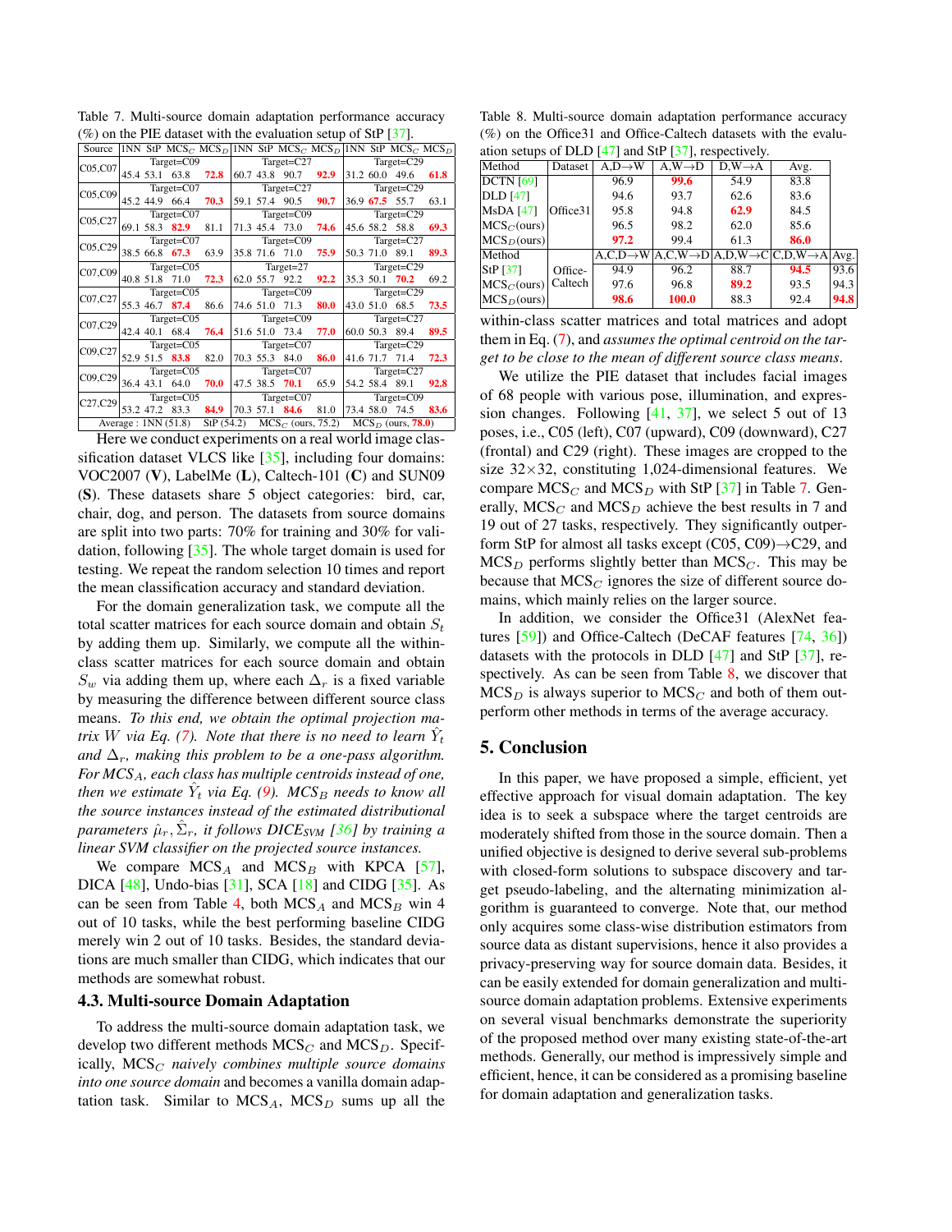Table 7. Multi-source domain adaptation performance accuracy (%) on the PIE dataset with the evaluation setup of StP [37].

| Source | 1NN | StP | $MCS_C$ | $MCS_D$ | 1NN | StP | $MCS_C$ | $MCS_D$ | 1NN | StP | $MCS_C$ | $MCS_D$ |
|---|---|---|---|---|---|---|---|---|---|---|---|---|
| | Target=C09 | | | | Target=C27 | | | | Target=C29 | | | |
| C05,C07 | 45.4 | 53.1 | 63.8 | **72.8** | 60.7 | 43.8 | 90.7 | **92.9** | 31.2 | 60.0 | 49.6 | **61.8** |
| | Target=C07 | | | | Target=C27 | | | | Target=C29 | | | |
| C05,C09 | 45.2 | 44.9 | 66.4 | **70.3** | 59.1 | 57.4 | 90.5 | **90.7** | 36.9 | **67.5** | 55.7 | 63.1 |
| | Target=C07 | | | | Target=C09 | | | | Target=C29 | | | |
| C05,C27 | 69.1 | 58.3 | **82.9** | 81.1 | 71.3 | 45.4 | 73.0 | **74.6** | 45.6 | 58.2 | 58.8 | **69.3** |
| | Target=C07 | | | | Target=C09 | | | | Target=C27 | | | |
| C05,C29 | 38.5 | 66.8 | **67.3** | 63.9 | 35.8 | 71.6 | 71.0 | **75.9** | 50.3 | 71.0 | 89.1 | **89.3** |
| | Target=C05 | | | | Target=27 | | | | Target=C29 | | | |
| C07,C09 | 40.8 | 51.8 | 71.0 | **72.3** | 62.0 | 55.7 | 92.2 | **92.2** | 35.3 | 50.1 | **70.2** | 69.2 |
| | Target=C05 | | | | Target=C09 | | | | Target=C29 | | | |
| C07,C27 | 55.3 | 46.7 | **87.4** | 86.6 | 74.6 | 51.0 | 71.3 | **80.0** | 43.0 | 51.0 | 68.5 | **73.5** |
| | Target=C05 | | | | Target=C09 | | | | Target=C27 | | | |
| C07,C29 | 42.4 | 40.1 | 68.4 | **76.4** | 51.6 | 51.0 | 73.4 | **77.0** | 60.0 | 50.3 | 89.4 | **89.5** |
| | Target=C05 | | | | Target=C07 | | | | Target=C29 | | | |
| C09,C27 | 52.9 | 51.5 | **83.8** | 82.0 | 70.3 | 55.3 | 84.0 | **86.0** | 41.6 | 71.7 | 71.4 | **72.3** |
| | Target=C05 | | | | Target=C07 | | | | Target=C27 | | | |
| C09,C29 | 36.4 | 43.1 | 64.0 | **70.0** | 47.5 | 38.5 | **70.1** | 65.9 | 54.2 | 58.4 | 89.1 | **92.8** |
| | Target=C05 | | | | Target=C07 | | | | Target=C09 | | | |
| C27,C29 | 53.2 | 47.2 | 83.3 | **84.9** | 70.3 | 57.1 | **84.6** | 81.0 | 73.4 | 58.0 | 74.5 | **83.6** |
| Average : 1NN (51.8) | | | StP (54.2) | | | $MCS_C$ (ours, 75.2) | | | $MCS_D$ (ours, **78.0**) | | | |

Here we conduct experiments on a real world image classification dataset VLCS like [35], including four domains: VOC2007 (**V**), LabelMe (**L**), Caltech-101 (**C**) and SUN09 (**S**). These datasets share 5 object categories: bird, car, chair, dog, and person. The datasets from source domains are split into two parts: 70% for training and 30% for validation, following [35]. The whole target domain is used for testing. We repeat the random selection 10 times and report the mean classification accuracy and standard deviation.

For the domain generalization task, we compute all the total scatter matrices for each source domain and obtain $S_t$ by adding them up. Similarly, we compute all the within-class scatter matrices for each source domain and obtain $S_w$ via adding them up, where each $\Delta_r$ is a fixed variable by measuring the difference between different source class means. *To this end, we obtain the optimal projection matrix $W$ via Eq. (7). Note that there is no need to learn $\hat{Y}_t$ and $\Delta_r$, making this problem to be a one-pass algorithm. For $MCS_A$, each class has multiple centroids instead of one, then we estimate $\hat{Y}_t$ via Eq. (9). $MCS_B$ needs to know all the source instances instead of the estimated distributional parameters $\hat{\mu}_r, \hat{\Sigma}_r$, it follows DICE$_{SVM}$ [36] by training a linear SVM classifier on the projected source instances.*

We compare $MCS_A$ and $MCS_B$ with KPCA [57], DICA [48], Undo-bias [31], SCA [18] and CIDG [35]. As can be seen from Table 4, both $MCS_A$ and $MCS_B$ win 4 out of 10 tasks, while the best performing baseline CIDG merely win 2 out of 10 tasks. Besides, the standard deviations are much smaller than CIDG, which indicates that our methods are somewhat robust.

### 4.3. Multi-source Domain Adaptation

To address the multi-source domain adaptation task, we develop two different methods $MCS_C$ and $MCS_D$. Specifically, $MCS_C$ *naively combines multiple source domains into one source domain* and becomes a vanilla domain adaptation task. Similar to $MCS_A$, $MCS_D$ sums up all the within-class scatter matrices and total matrices and adopt them in Eq. (7), and *assumes the optimal centroid on the target to be close to the mean of different source class means*.

Table 8. Multi-source domain adaptation performance accuracy (%) on the Office31 and Office-Caltech datasets with the evaluation setups of DLD [47] and StP [37], respectively.

| Method | Dataset | A,D→W | A,W→D | D,W→A | Avg. |
|---|---|---|---|---|---|
| DCTN [69] | Office31 | 96.9 | **99.6** | 54.9 | 83.8 |
| DLD [47] | | 94.6 | 93.7 | 62.6 | 83.6 |
| MsDA [47] | | 95.8 | 94.8 | **62.9** | 84.5 |
| $MCS_C$(ours) | | 96.5 | 98.2 | 62.0 | 85.6 |
| $MCS_D$(ours) | | **97.2** | 99.4 | 61.3 | **86.0** |

| Method | Dataset | A,C,D→W | A,C,W→D | A,D,W→C | C,D,W→A | Avg. |
|---|---|---|---|---|---|---|
| StP [37] | Office-Caltech | 94.9 | 96.2 | 88.7 | **94.5** | 93.6 |
| $MCS_C$(ours) | | 97.6 | 96.8 | **89.2** | 93.5 | 94.3 |
| $MCS_D$(ours) | | **98.6** | **100.0** | 88.3 | 92.4 | **94.8** |

We utilize the PIE dataset that includes facial images of 68 people with various pose, illumination, and expression changes. Following [41, 37], we select 5 out of 13 poses, i.e., C05 (left), C07 (upward), C09 (downward), C27 (frontal) and C29 (right). These images are cropped to the size 32×32, constituting 1,024-dimensional features. We compare $MCS_C$ and $MCS_D$ with StP [37] in Table 7. Generally, $MCS_C$ and $MCS_D$ achieve the best results in 7 and 19 out of 27 tasks, respectively. They significantly outperform StP for almost all tasks except (C05, C09)→C29, and $MCS_D$ performs slightly better than $MCS_C$. This may be because that $MCS_C$ ignores the size of different source domains, which mainly relies on the larger source.

In addition, we consider the Office31 (AlexNet features [59]) and Office-Caltech (DeCAF features [74, 36]) datasets with the protocols in DLD [47] and StP [37], respectively. As can be seen from Table 8, we discover that $MCS_D$ is always superior to $MCS_C$ and both of them outperform other methods in terms of the average accuracy.

## 5. Conclusion

In this paper, we have proposed a simple, efficient, yet effective approach for visual domain adaptation. The key idea is to seek a subspace where the target centroids are moderately shifted from those in the source domain. Then a unified objective is designed to derive several sub-problems with closed-form solutions to subspace discovery and target pseudo-labeling, and the alternating minimization algorithm is guaranteed to converge. Note that, our method only acquires some class-wise distribution estimators from source data as distant supervisions, hence it also provides a privacy-preserving way for source domain data. Besides, it can be easily extended for domain generalization and multi-source domain adaptation problems. Extensive experiments on several visual benchmarks demonstrate the superiority of the proposed method over many existing state-of-the-art methods. Generally, our method is impressively simple and efficient, hence, it can be considered as a promising baseline for domain adaptation and generalization tasks.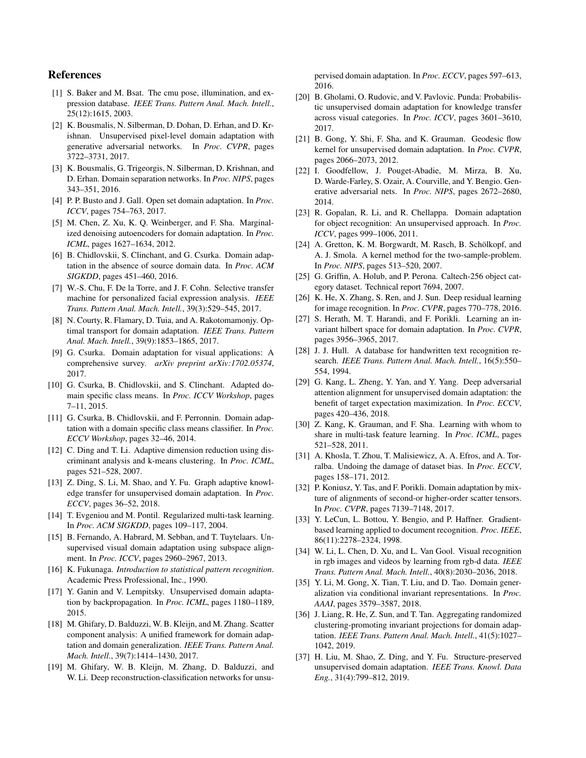## References

[1] S. Baker and M. Bsat. The cmu pose, illumination, and expression database. *IEEE Trans. Pattern Anal. Mach. Intell.*, 25(12):1615, 2003.

[2] K. Bousmalis, N. Silberman, D. Dohan, D. Erhan, and D. Krishnan. Unsupervised pixel-level domain adaptation with generative adversarial networks. In *Proc. CVPR*, pages 3722–3731, 2017.

[3] K. Bousmalis, G. Trigeorgis, N. Silberman, D. Krishnan, and D. Erhan. Domain separation networks. In *Proc. NIPS*, pages 343–351, 2016.

[4] P. P. Busto and J. Gall. Open set domain adaptation. In *Proc. ICCV*, pages 754–763, 2017.

[5] M. Chen, Z. Xu, K. Q. Weinberger, and F. Sha. Marginalized denoising autoencoders for domain adaptation. In *Proc. ICML*, pages 1627–1634, 2012.

[6] B. Chidlovskii, S. Clinchant, and G. Csurka. Domain adaptation in the absence of source domain data. In *Proc. ACM SIGKDD*, pages 451–460, 2016.

[7] W.-S. Chu, F. De la Torre, and J. F. Cohn. Selective transfer machine for personalized facial expression analysis. *IEEE Trans. Pattern Anal. Mach. Intell.*, 39(3):529–545, 2017.

[8] N. Courty, R. Flamary, D. Tuia, and A. Rakotomamonjy. Optimal transport for domain adaptation. *IEEE Trans. Pattern Anal. Mach. Intell.*, 39(9):1853–1865, 2017.

[9] G. Csurka. Domain adaptation for visual applications: A comprehensive survey. *arXiv preprint arXiv:1702.05374*, 2017.

[10] G. Csurka, B. Chidlovskii, and S. Clinchant. Adapted domain specific class means. In *Proc. ICCV Workshop*, pages 7–11, 2015.

[11] G. Csurka, B. Chidlovskii, and F. Perronnin. Domain adaptation with a domain specific class means classifier. In *Proc. ECCV Workshop*, pages 32–46, 2014.

[12] C. Ding and T. Li. Adaptive dimension reduction using discriminant analysis and k-means clustering. In *Proc. ICML*, pages 521–528, 2007.

[13] Z. Ding, S. Li, M. Shao, and Y. Fu. Graph adaptive knowledge transfer for unsupervised domain adaptation. In *Proc. ECCV*, pages 36–52, 2018.

[14] T. Evgeniou and M. Pontil. Regularized multi-task learning. In *Proc. ACM SIGKDD*, pages 109–117, 2004.

[15] B. Fernando, A. Habrard, M. Sebban, and T. Tuytelaars. Unsupervised visual domain adaptation using subspace alignment. In *Proc. ICCV*, pages 2960–2967, 2013.

[16] K. Fukunaga. *Introduction to statistical pattern recognition*. Academic Press Professional, Inc., 1990.

[17] Y. Ganin and V. Lempitsky. Unsupervised domain adaptation by backpropagation. In *Proc. ICML*, pages 1180–1189, 2015.

[18] M. Ghifary, D. Balduzzi, W. B. Kleijn, and M. Zhang. Scatter component analysis: A unified framework for domain adaptation and domain generalization. *IEEE Trans. Pattern Anal. Mach. Intell.*, 39(7):1414–1430, 2017.

[19] M. Ghifary, W. B. Kleijn, M. Zhang, D. Balduzzi, and W. Li. Deep reconstruction-classification networks for unsupervised domain adaptation. In *Proc. ECCV*, pages 597–613, 2016.

[20] B. Gholami, O. Rudovic, and V. Pavlovic. Punda: Probabilistic unsupervised domain adaptation for knowledge transfer across visual categories. In *Proc. ICCV*, pages 3601–3610, 2017.

[21] B. Gong, Y. Shi, F. Sha, and K. Grauman. Geodesic flow kernel for unsupervised domain adaptation. In *Proc. CVPR*, pages 2066–2073, 2012.

[22] I. Goodfellow, J. Pouget-Abadie, M. Mirza, B. Xu, D. Warde-Farley, S. Ozair, A. Courville, and Y. Bengio. Generative adversarial nets. In *Proc. NIPS*, pages 2672–2680, 2014.

[23] R. Gopalan, R. Li, and R. Chellappa. Domain adaptation for object recognition: An unsupervised approach. In *Proc. ICCV*, pages 999–1006, 2011.

[24] A. Gretton, K. M. Borgwardt, M. Rasch, B. Schölkopf, and A. J. Smola. A kernel method for the two-sample-problem. In *Proc. NIPS*, pages 513–520, 2007.

[25] G. Griffin, A. Holub, and P. Perona. Caltech-256 object category dataset. Technical report 7694, 2007.

[26] K. He, X. Zhang, S. Ren, and J. Sun. Deep residual learning for image recognition. In *Proc. CVPR*, pages 770–778, 2016.

[27] S. Herath, M. T. Harandi, and F. Porikli. Learning an invariant hilbert space for domain adaptation. In *Proc. CVPR*, pages 3956–3965, 2017.

[28] J. J. Hull. A database for handwritten text recognition research. *IEEE Trans. Pattern Anal. Mach. Intell.*, 16(5):550–554, 1994.

[29] G. Kang, L. Zheng, Y. Yan, and Y. Yang. Deep adversarial attention alignment for unsupervised domain adaptation: the benefit of target expectation maximization. In *Proc. ECCV*, pages 420–436, 2018.

[30] Z. Kang, K. Grauman, and F. Sha. Learning with whom to share in multi-task feature learning. In *Proc. ICML*, pages 521–528, 2011.

[31] A. Khosla, T. Zhou, T. Malisiewicz, A. A. Efros, and A. Torralba. Undoing the damage of dataset bias. In *Proc. ECCV*, pages 158–171, 2012.

[32] P. Koniusz, Y. Tas, and F. Porikli. Domain adaptation by mixture of alignments of second-or higher-order scatter tensors. In *Proc. CVPR*, pages 7139–7148, 2017.

[33] Y. LeCun, L. Bottou, Y. Bengio, and P. Haffner. Gradient-based learning applied to document recognition. *Proc. IEEE*, 86(11):2278–2324, 1998.

[34] W. Li, L. Chen, D. Xu, and L. Van Gool. Visual recognition in rgb images and videos by learning from rgb-d data. *IEEE Trans. Pattern Anal. Mach. Intell.*, 40(8):2030–2036, 2018.

[35] Y. Li, M. Gong, X. Tian, T. Liu, and D. Tao. Domain generalization via conditional invariant representations. In *Proc. AAAI*, pages 3579–3587, 2018.

[36] J. Liang, R. He, Z. Sun, and T. Tan. Aggregating randomized clustering-promoting invariant projections for domain adaptation. *IEEE Trans. Pattern Anal. Mach. Intell.*, 41(5):1027–1042, 2019.

[37] H. Liu, M. Shao, Z. Ding, and Y. Fu. Structure-preserved unsupervised domain adaptation. *IEEE Trans. Knowl. Data Eng.*, 31(4):799–812, 2019.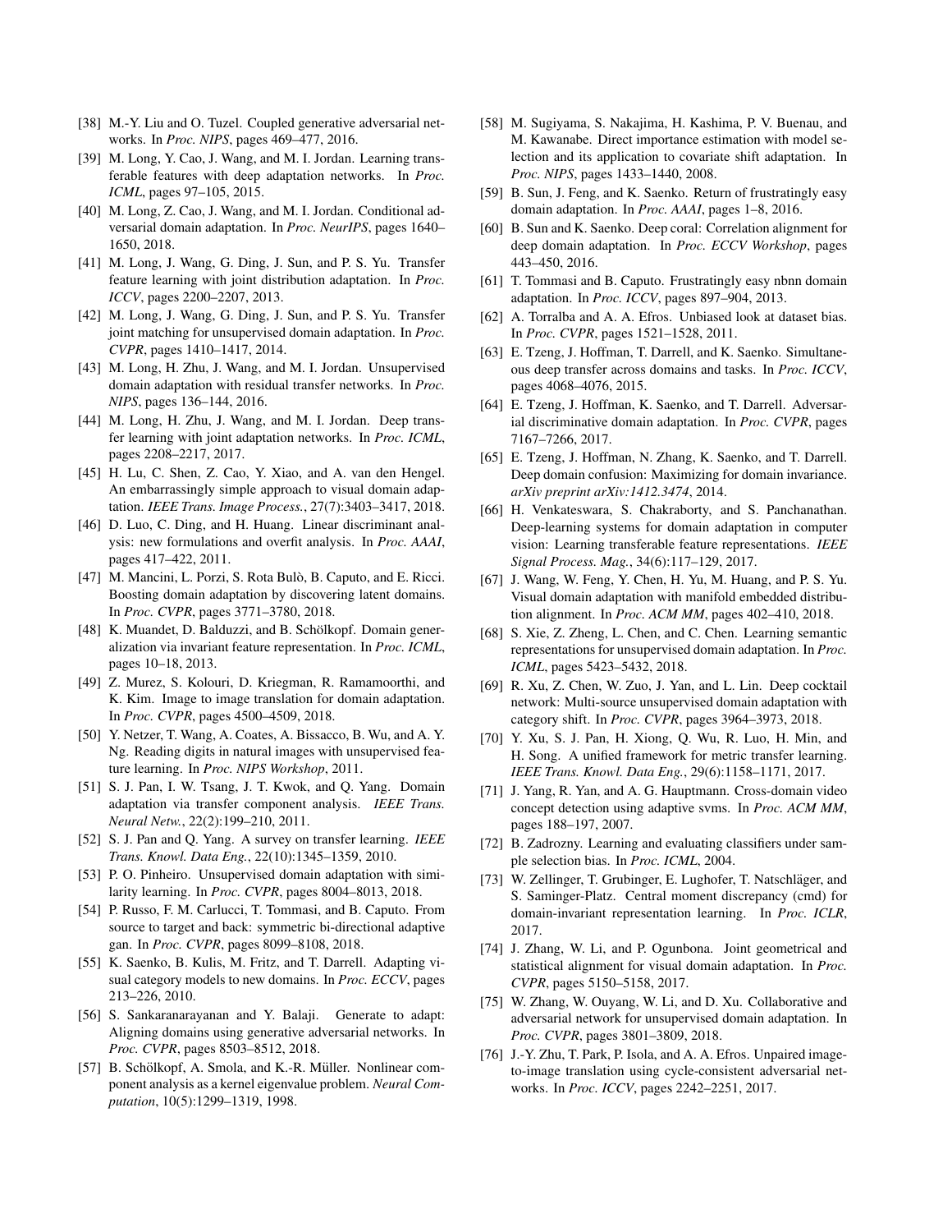[38] M.-Y. Liu and O. Tuzel. Coupled generative adversarial networks. In *Proc. NIPS*, pages 469–477, 2016.

[39] M. Long, Y. Cao, J. Wang, and M. I. Jordan. Learning transferable features with deep adaptation networks. In *Proc. ICML*, pages 97–105, 2015.

[40] M. Long, Z. Cao, J. Wang, and M. I. Jordan. Conditional adversarial domain adaptation. In *Proc. NeurIPS*, pages 1640–1650, 2018.

[41] M. Long, J. Wang, G. Ding, J. Sun, and P. S. Yu. Transfer feature learning with joint distribution adaptation. In *Proc. ICCV*, pages 2200–2207, 2013.

[42] M. Long, J. Wang, G. Ding, J. Sun, and P. S. Yu. Transfer joint matching for unsupervised domain adaptation. In *Proc. CVPR*, pages 1410–1417, 2014.

[43] M. Long, H. Zhu, J. Wang, and M. I. Jordan. Unsupervised domain adaptation with residual transfer networks. In *Proc. NIPS*, pages 136–144, 2016.

[44] M. Long, H. Zhu, J. Wang, and M. I. Jordan. Deep transfer learning with joint adaptation networks. In *Proc. ICML*, pages 2208–2217, 2017.

[45] H. Lu, C. Shen, Z. Cao, Y. Xiao, and A. van den Hengel. An embarrassingly simple approach to visual domain adaptation. *IEEE Trans. Image Process.*, 27(7):3403–3417, 2018.

[46] D. Luo, C. Ding, and H. Huang. Linear discriminant analysis: new formulations and overfit analysis. In *Proc. AAAI*, pages 417–422, 2011.

[47] M. Mancini, L. Porzi, S. Rota Bulò, B. Caputo, and E. Ricci. Boosting domain adaptation by discovering latent domains. In *Proc. CVPR*, pages 3771–3780, 2018.

[48] K. Muandet, D. Balduzzi, and B. Schölkopf. Domain generalization via invariant feature representation. In *Proc. ICML*, pages 10–18, 2013.

[49] Z. Murez, S. Kolouri, D. Kriegman, R. Ramamoorthi, and K. Kim. Image to image translation for domain adaptation. In *Proc. CVPR*, pages 4500–4509, 2018.

[50] Y. Netzer, T. Wang, A. Coates, A. Bissacco, B. Wu, and A. Y. Ng. Reading digits in natural images with unsupervised feature learning. In *Proc. NIPS Workshop*, 2011.

[51] S. J. Pan, I. W. Tsang, J. T. Kwok, and Q. Yang. Domain adaptation via transfer component analysis. *IEEE Trans. Neural Netw.*, 22(2):199–210, 2011.

[52] S. J. Pan and Q. Yang. A survey on transfer learning. *IEEE Trans. Knowl. Data Eng.*, 22(10):1345–1359, 2010.

[53] P. O. Pinheiro. Unsupervised domain adaptation with similarity learning. In *Proc. CVPR*, pages 8004–8013, 2018.

[54] P. Russo, F. M. Carlucci, T. Tommasi, and B. Caputo. From source to target and back: symmetric bi-directional adaptive gan. In *Proc. CVPR*, pages 8099–8108, 2018.

[55] K. Saenko, B. Kulis, M. Fritz, and T. Darrell. Adapting visual category models to new domains. In *Proc. ECCV*, pages 213–226, 2010.

[56] S. Sankaranarayanan and Y. Balaji. Generate to adapt: Aligning domains using generative adversarial networks. In *Proc. CVPR*, pages 8503–8512, 2018.

[57] B. Schölkopf, A. Smola, and K.-R. Müller. Nonlinear component analysis as a kernel eigenvalue problem. *Neural Computation*, 10(5):1299–1319, 1998.

[58] M. Sugiyama, S. Nakajima, H. Kashima, P. V. Buenau, and M. Kawanabe. Direct importance estimation with model selection and its application to covariate shift adaptation. In *Proc. NIPS*, pages 1433–1440, 2008.

[59] B. Sun, J. Feng, and K. Saenko. Return of frustratingly easy domain adaptation. In *Proc. AAAI*, pages 1–8, 2016.

[60] B. Sun and K. Saenko. Deep coral: Correlation alignment for deep domain adaptation. In *Proc. ECCV Workshop*, pages 443–450, 2016.

[61] T. Tommasi and B. Caputo. Frustratingly easy nbnn domain adaptation. In *Proc. ICCV*, pages 897–904, 2013.

[62] A. Torralba and A. A. Efros. Unbiased look at dataset bias. In *Proc. CVPR*, pages 1521–1528, 2011.

[63] E. Tzeng, J. Hoffman, T. Darrell, and K. Saenko. Simultaneous deep transfer across domains and tasks. In *Proc. ICCV*, pages 4068–4076, 2015.

[64] E. Tzeng, J. Hoffman, K. Saenko, and T. Darrell. Adversarial discriminative domain adaptation. In *Proc. CVPR*, pages 7167–7266, 2017.

[65] E. Tzeng, J. Hoffman, N. Zhang, K. Saenko, and T. Darrell. Deep domain confusion: Maximizing for domain invariance. *arXiv preprint arXiv:1412.3474*, 2014.

[66] H. Venkateswara, S. Chakraborty, and S. Panchanathan. Deep-learning systems for domain adaptation in computer vision: Learning transferable feature representations. *IEEE Signal Process. Mag.*, 34(6):117–129, 2017.

[67] J. Wang, W. Feng, Y. Chen, H. Yu, M. Huang, and P. S. Yu. Visual domain adaptation with manifold embedded distribution alignment. In *Proc. ACM MM*, pages 402–410, 2018.

[68] S. Xie, Z. Zheng, L. Chen, and C. Chen. Learning semantic representations for unsupervised domain adaptation. In *Proc. ICML*, pages 5423–5432, 2018.

[69] R. Xu, Z. Chen, W. Zuo, J. Yan, and L. Lin. Deep cocktail network: Multi-source unsupervised domain adaptation with category shift. In *Proc. CVPR*, pages 3964–3973, 2018.

[70] Y. Xu, S. J. Pan, H. Xiong, Q. Wu, R. Luo, H. Min, and H. Song. A unified framework for metric transfer learning. *IEEE Trans. Knowl. Data Eng.*, 29(6):1158–1171, 2017.

[71] J. Yang, R. Yan, and A. G. Hauptmann. Cross-domain video concept detection using adaptive svms. In *Proc. ACM MM*, pages 188–197, 2007.

[72] B. Zadrozny. Learning and evaluating classifiers under sample selection bias. In *Proc. ICML*, 2004.

[73] W. Zellinger, T. Grubinger, E. Lughofer, T. Natschläger, and S. Saminger-Platz. Central moment discrepancy (cmd) for domain-invariant representation learning. In *Proc. ICLR*, 2017.

[74] J. Zhang, W. Li, and P. Ogunbona. Joint geometrical and statistical alignment for visual domain adaptation. In *Proc. CVPR*, pages 5150–5158, 2017.

[75] W. Zhang, W. Ouyang, W. Li, and D. Xu. Collaborative and adversarial network for unsupervised domain adaptation. In *Proc. CVPR*, pages 3801–3809, 2018.

[76] J.-Y. Zhu, T. Park, P. Isola, and A. A. Efros. Unpaired image-to-image translation using cycle-consistent adversarial networks. In *Proc. ICCV*, pages 2242–2251, 2017.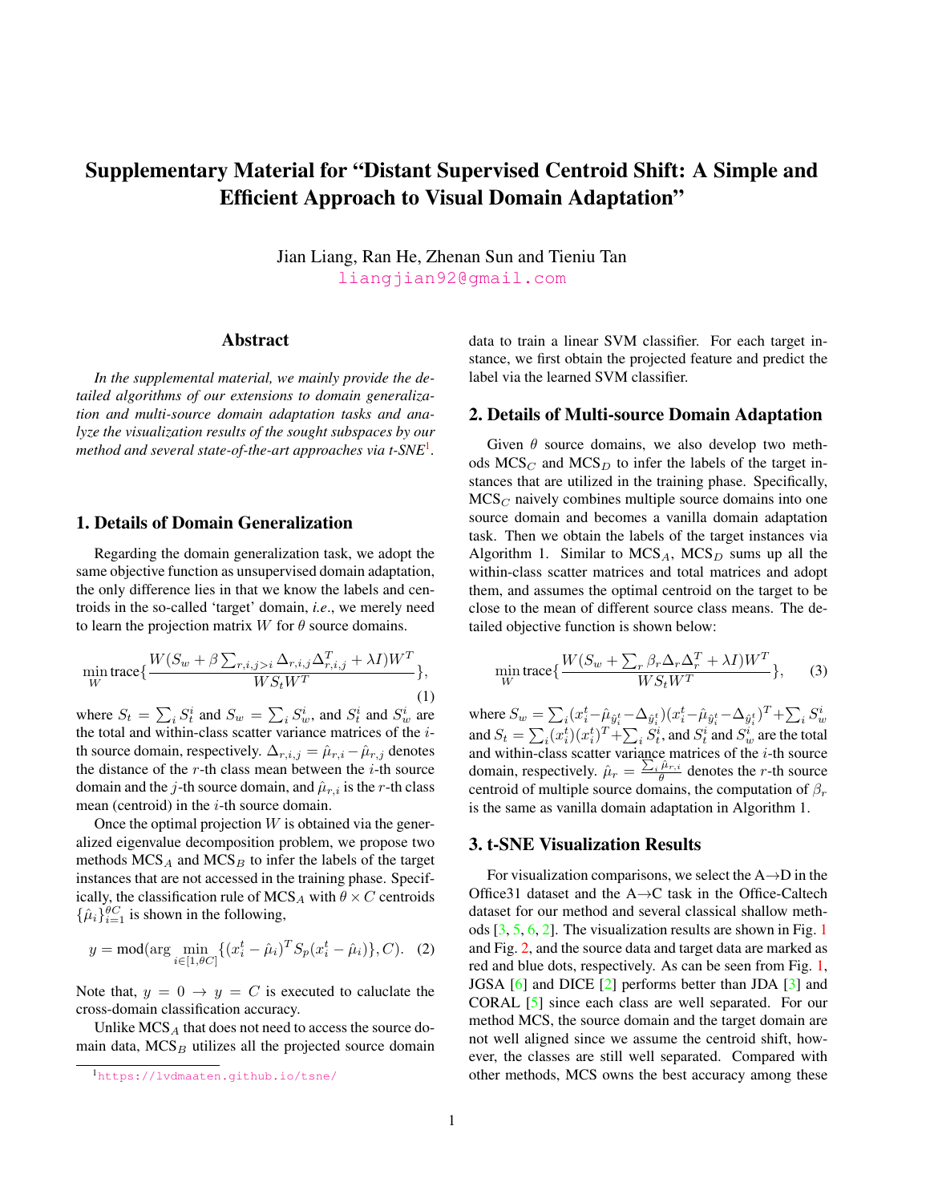# Supplementary Material for "Distant Supervised Centroid Shift: A Simple and Efficient Approach to Visual Domain Adaptation"

Jian Liang, Ran He, Zhenan Sun and Tieniu Tan
liangjian92@gmail.com

## Abstract

*In the supplemental material, we mainly provide the detailed algorithms of our extensions to domain generalization and multi-source domain adaptation tasks and analyze the visualization results of the sought subspaces by our method and several state-of-the-art approaches via t-SNE*[1].

## 1. Details of Domain Generalization

Regarding the domain generalization task, we adopt the same objective function as unsupervised domain adaptation, the only difference lies in that we know the labels and centroids in the so-called 'target' domain, *i.e*., we merely need to learn the projection matrix $W$ for $\theta$ source domains.

$$\min_{W} \text{trace}\{\frac{W(S_w + \beta\sum_{r,i,j>i}\Delta_{r,i,j}\Delta_{r,i,j}^T + \lambda I)W^T}{WS_tW^T}\}, \tag{1}$$

where $S_t = \sum_i S_t^i$ and $S_w = \sum_i S_w^i$, and $S_t^i$ and $S_w^i$ are the total and within-class scatter variance matrices of the $i$-th source domain, respectively. $\Delta_{r,i,j} = \hat{\mu}_{r,i} - \hat{\mu}_{r,j}$ denotes the distance of the $r$-th class mean between the $i$-th source domain and the $j$-th source domain, and $\hat{\mu}_{r,i}$ is the $r$-th class mean (centroid) in the $i$-th source domain.

Once the optimal projection $W$ is obtained via the generalized eigenvalue decomposition problem, we propose two methods $\text{MCS}_A$ and $\text{MCS}_B$ to infer the labels of the target instances that are not accessed in the training phase. Specifically, the classification rule of $\text{MCS}_A$ with $\theta \times C$ centroids $\{\hat{\mu}_i\}_{i=1}^{\theta C}$ is shown in the following,

$$y = \text{mod}(\arg\min_{i\in[1,\theta C]}\{(x_i^t - \hat{\mu}_i)^T S_p(x_i^t - \hat{\mu}_i)\}, C). \tag{2}$$

Note that, $y = 0 \to y = C$ is executed to caluclate the cross-domain classification accuracy.

Unlike $\text{MCS}_A$ that does not need to access the source domain data, $\text{MCS}_B$ utilizes all the projected source domain data to train a linear SVM classifier. For each target instance, we first obtain the projected feature and predict the label via the learned SVM classifier.

## 2. Details of Multi-source Domain Adaptation

Given $\theta$ source domains, we also develop two methods $\text{MCS}_C$ and $\text{MCS}_D$ to infer the labels of the target instances that are utilized in the training phase. Specifically, $\text{MCS}_C$ naively combines multiple source domains into one source domain and becomes a vanilla domain adaptation task. Then we obtain the labels of the target instances via Algorithm 1. Similar to $\text{MCS}_A$, $\text{MCS}_D$ sums up all the within-class scatter matrices and total matrices and adopt them, and assumes the optimal centroid on the target to be close to the mean of different source class means. The detailed objective function is shown below:

$$\min_{W} \text{trace}\{\frac{W(S_w + \sum_r \beta_r\Delta_r\Delta_r^T + \lambda I)W^T}{WS_tW^T}\}, \tag{3}$$

where $S_w = \sum_i(x_i^t - \hat{\mu}_{\hat{y}_i^t} - \Delta_{\hat{y}_i^t})(x_i^t - \hat{\mu}_{\hat{y}_i^t} - \Delta_{\hat{y}_i^t})^T + \sum_i S_w^i$ and $S_t = \sum_i(x_i^t)(x_i^t)^T + \sum_i S_t^i$, and $S_t^i$ and $S_w^i$ are the total and within-class scatter variance matrices of the $i$-th source domain, respectively. $\hat{\mu}_r = \frac{\sum_i \hat{\mu}_{r,i}}{\theta}$ denotes the $r$-th source centroid of multiple source domains, the computation of $\beta_r$ is the same as vanilla domain adaptation in Algorithm 1.

## 3. t-SNE Visualization Results

For visualization comparisons, we select the A→D in the Office31 dataset and the A→C task in the Office-Caltech dataset for our method and several classical shallow methods [3, 5, 6, 2]. The visualization results are shown in Fig. 1 and Fig. 2, and the source data and target data are marked as red and blue dots, respectively. As can be seen from Fig. 1, JGSA [6] and DICE [2] performs better than JDA [3] and CORAL [5] since each class are well separated. For our method MCS, the source domain and the target domain are not well aligned since we assume the centroid shift, however, the classes are still well separated. Compared with other methods, MCS owns the best accuracy among these

[1] https://lvdmaaten.github.io/tsne/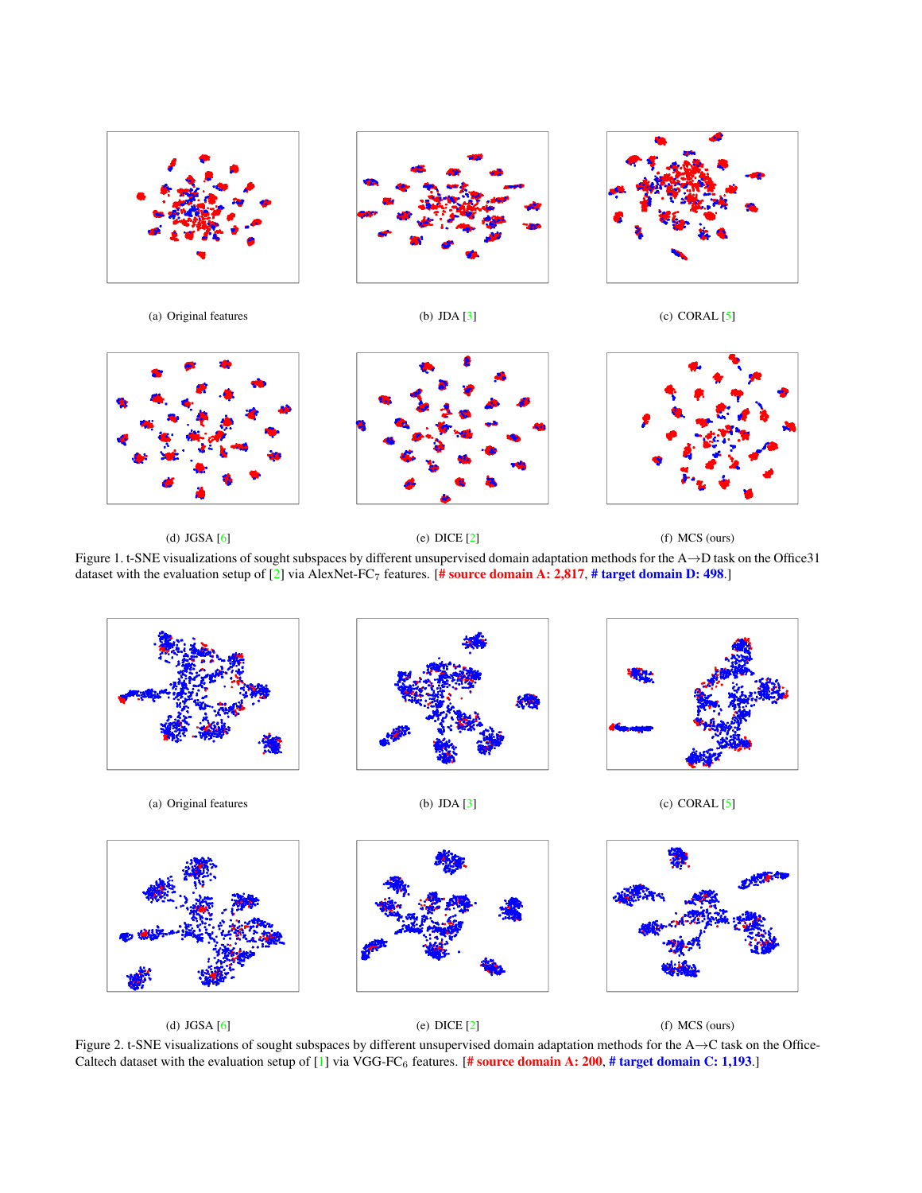(a) Original features

(b) JDA [3]

(c) CORAL [5]

(d) JGSA [6]

(e) DICE [2]

(f) MCS (ours)

Figure 1. t-SNE visualizations of sought subspaces by different unsupervised domain adaptation methods for the A→D task on the Office31 dataset with the evaluation setup of [2] via AlexNet-$FC_7$ features. [**# source domain A: 2,817**, **# target domain D: 498**.]

(a) Original features

(b) JDA [3]

(c) CORAL [5]

(d) JGSA [6]

(e) DICE [2]

(f) MCS (ours)

Figure 2. t-SNE visualizations of sought subspaces by different unsupervised domain adaptation methods for the A→C task on the Office-Caltech dataset with the evaluation setup of [1] via VGG-$FC_6$ features. [**# source domain A: 200**, **# target domain C: 1,193**.]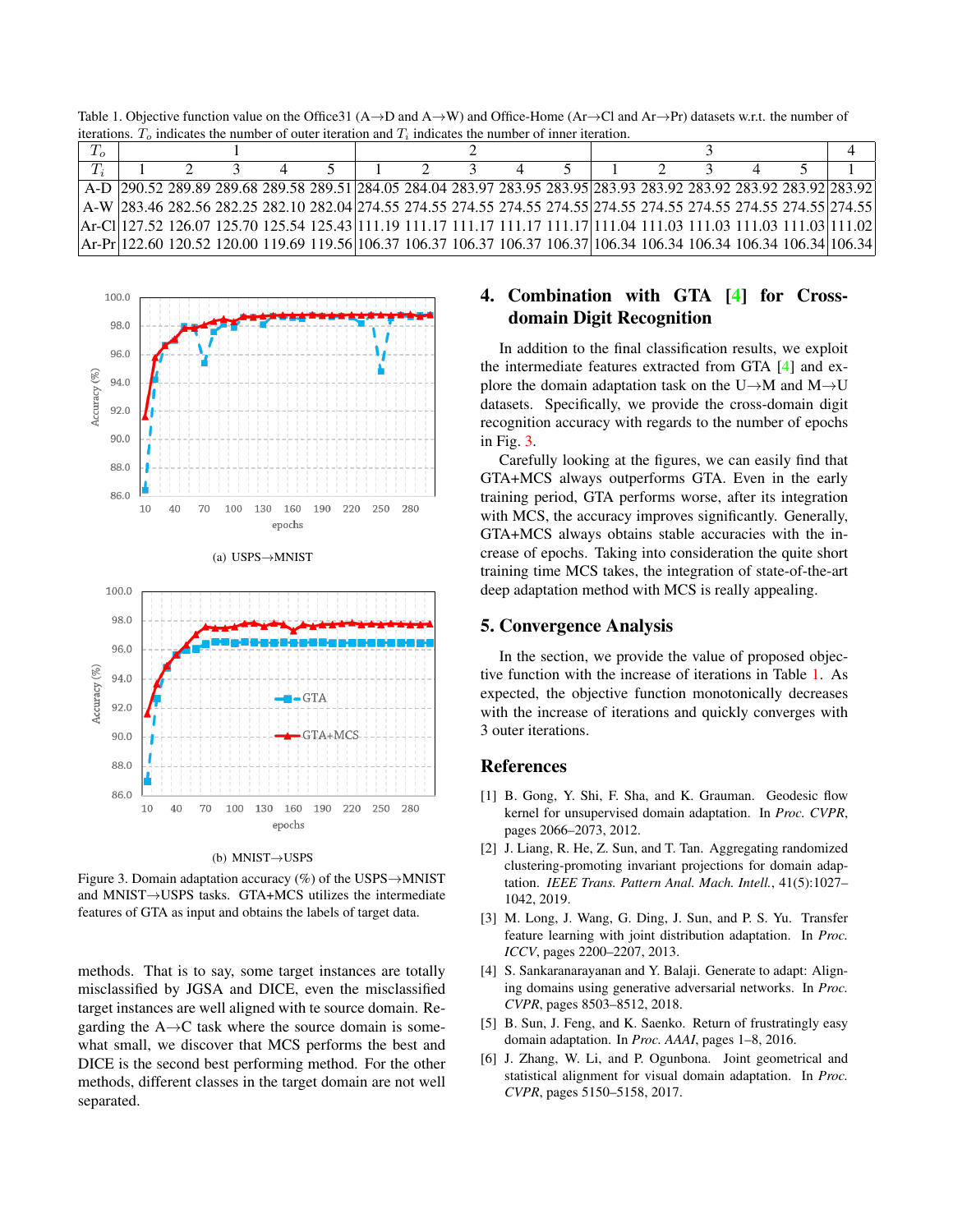Table 1. Objective function value on the Office31 (A→D and A→W) and Office-Home (Ar→Cl and Ar→Pr) datasets w.r.t. the number of iterations. $T_o$ indicates the number of outer iteration and $T_i$ indicates the number of inner iteration.

| $T_o$ | 1 | | | | | 2 | | | | | 3 | | | | | 4 |
|---|---|---|---|---|---|---|---|---|---|---|---|---|---|---|---|---|
| $T_i$ | 1 | 2 | 3 | 4 | 5 | 1 | 2 | 3 | 4 | 5 | 1 | 2 | 3 | 4 | 5 | 1 |
| A-D | 290.52 | 289.89 | 289.68 | 289.58 | 289.51 | 284.05 | 284.04 | 283.97 | 283.95 | 283.95 | 283.93 | 283.92 | 283.92 | 283.92 | 283.92 | 283.92 |
| A-W | 283.46 | 282.56 | 282.25 | 282.10 | 282.04 | 274.55 | 274.55 | 274.55 | 274.55 | 274.55 | 274.55 | 274.55 | 274.55 | 274.55 | 274.55 | 274.55 |
| Ar-Cl | 127.52 | 126.07 | 125.70 | 125.54 | 125.43 | 111.19 | 111.17 | 111.17 | 111.17 | 111.17 | 111.04 | 111.03 | 111.03 | 111.03 | 111.03 | 111.02 |
| Ar-Pr | 122.60 | 120.52 | 120.00 | 119.69 | 119.56 | 106.37 | 106.37 | 106.37 | 106.37 | 106.37 | 106.34 | 106.34 | 106.34 | 106.34 | 106.34 | 106.34 |

Accuracy (%)
100.0
98.0
96.0
94.0
92.0
90.0
88.0
86.0
10 40 70 100 130 160 190 220 250 280
epochs

(a) USPS→MNIST

Accuracy (%)
100.0
98.0
96.0
94.0
92.0
90.0
88.0
86.0
GTA
GTA+MCS
10 40 70 100 130 160 190 220 250 280
epochs

(b) MNIST→USPS

Figure 3. Domain adaptation accuracy (%) of the USPS→MNIST and MNIST→USPS tasks. GTA+MCS utilizes the intermediate features of GTA as input and obtains the labels of target data.

methods. That is to say, some target instances are totally misclassified by JGSA and DICE, even the misclassified target instances are well aligned with te source domain. Regarding the A→C task where the source domain is somewhat small, we discover that MCS performs the best and DICE is the second best performing method. For the other methods, different classes in the target domain are not well separated.

## 4. Combination with GTA [4] for Cross-domain Digit Recognition

In addition to the final classification results, we exploit the intermediate features extracted from GTA [4] and explore the domain adaptation task on the U→M and M→U datasets. Specifically, we provide the cross-domain digit recognition accuracy with regards to the number of epochs in Fig. 3.

Carefully looking at the figures, we can easily find that GTA+MCS always outperforms GTA. Even in the early training period, GTA performs worse, after its integration with MCS, the accuracy improves significantly. Generally, GTA+MCS always obtains stable accuracies with the increase of epochs. Taking into consideration the quite short training time MCS takes, the integration of state-of-the-art deep adaptation method with MCS is really appealing.

## 5. Convergence Analysis

In the section, we provide the value of proposed objective function with the increase of iterations in Table 1. As expected, the objective function monotonically decreases with the increase of iterations and quickly converges with 3 outer iterations.

## References

[1] B. Gong, Y. Shi, F. Sha, and K. Grauman. Geodesic flow kernel for unsupervised domain adaptation. In *Proc. CVPR*, pages 2066–2073, 2012.

[2] J. Liang, R. He, Z. Sun, and T. Tan. Aggregating randomized clustering-promoting invariant projections for domain adaptation. *IEEE Trans. Pattern Anal. Mach. Intell.*, 41(5):1027–1042, 2019.

[3] M. Long, J. Wang, G. Ding, J. Sun, and P. S. Yu. Transfer feature learning with joint distribution adaptation. In *Proc. ICCV*, pages 2200–2207, 2013.

[4] S. Sankaranarayanan and Y. Balaji. Generate to adapt: Aligning domains using generative adversarial networks. In *Proc. CVPR*, pages 8503–8512, 2018.

[5] B. Sun, J. Feng, and K. Saenko. Return of frustratingly easy domain adaptation. In *Proc. AAAI*, pages 1–8, 2016.

[6] J. Zhang, W. Li, and P. Ogunbona. Joint geometrical and statistical alignment for visual domain adaptation. In *Proc. CVPR*, pages 5150–5158, 2017.